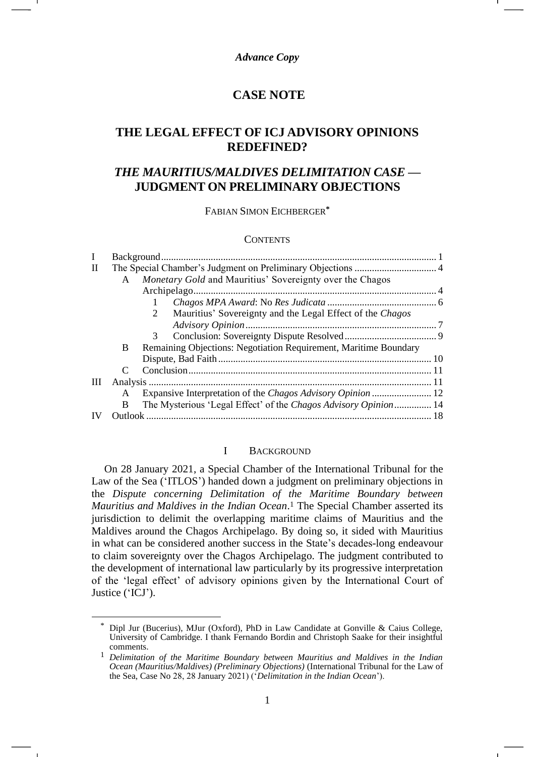*Advance Copy*

# CASE NOTE

# THE LEGAL EFFECT OF ICJ ADVISORY OPINIONS REDEFINED?

# *THE MAURITIUS/MALDIVES DELIMITATION CASE* — JUDGMENT ON PRELIMINARY OBJECTIONS

FABIAN SIMON EICHBERGER*

CONTENTS

- I Background ..... 1
- II The Special Chamber's Judgment on Preliminary Objections ..... 4
  - A *Monetary Gold* and Mauritius' Sovereignty over the Chagos Archipelago ..... 4
    - 1 *Chagos MPA Award*: No *Res Judicata* ..... 6
    - 2 Mauritius' Sovereignty and the Legal Effect of the *Chagos Advisory Opinion* ..... 7
    - 3 Conclusion: Sovereignty Dispute Resolved ..... 9
  - B Remaining Objections: Negotiation Requirement, Maritime Boundary Dispute, Bad Faith ..... 10
  - C Conclusion ..... 11
- III Analysis ..... 11
  - A Expansive Interpretation of the *Chagos Advisory Opinion* ..... 12
  - B The Mysterious 'Legal Effect' of the *Chagos Advisory Opinion* ..... 14
- IV Outlook ..... 18

## I BACKGROUND

On 28 January 2021, a Special Chamber of the International Tribunal for the Law of the Sea ('ITLOS') handed down a judgment on preliminary objections in the *Dispute concerning Delimitation of the Maritime Boundary between Mauritius and Maldives in the Indian Ocean*.[1] The Special Chamber asserted its jurisdiction to delimit the overlapping maritime claims of Mauritius and the Maldives around the Chagos Archipelago. By doing so, it sided with Mauritius in what can be considered another success in the State's decades-long endeavour to claim sovereignty over the Chagos Archipelago. The judgment contributed to the development of international law particularly by its progressive interpretation of the 'legal effect' of advisory opinions given by the International Court of Justice ('ICJ').

---

\* Dipl Jur (Bucerius), MJur (Oxford), PhD in Law Candidate at Gonville & Caius College, University of Cambridge. I thank Fernando Bordin and Christoph Saake for their insightful comments.

[1] *Delimitation of the Maritime Boundary between Mauritius and Maldives in the Indian Ocean (Mauritius/Maldives) (Preliminary Objections)* (International Tribunal for the Law of the Sea, Case No 28, 28 January 2021) ('*Delimitation in the Indian Ocean*').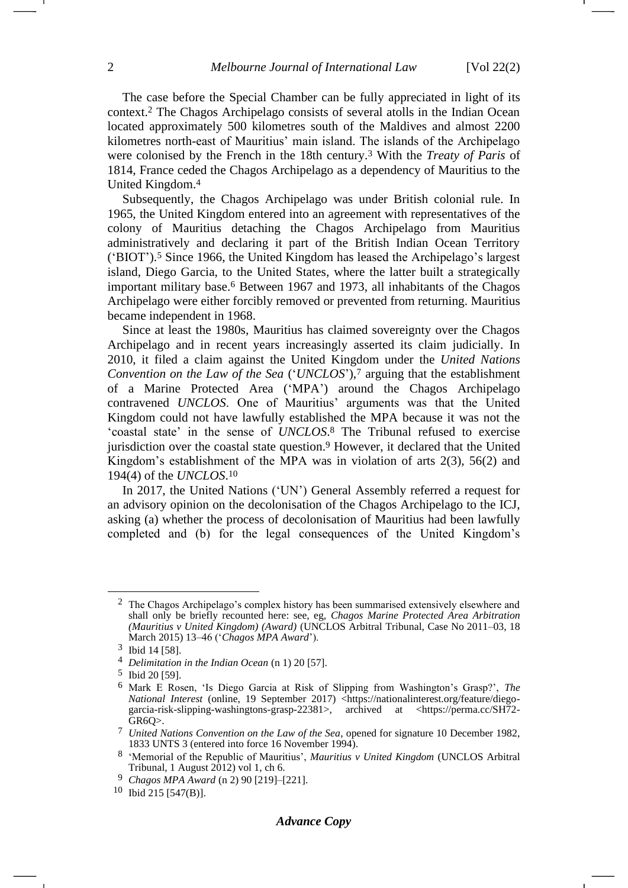The case before the Special Chamber can be fully appreciated in light of its context.[2] The Chagos Archipelago consists of several atolls in the Indian Ocean located approximately 500 kilometres south of the Maldives and almost 2200 kilometres north-east of Mauritius' main island. The islands of the Archipelago were colonised by the French in the 18th century.[3] With the *Treaty of Paris* of 1814, France ceded the Chagos Archipelago as a dependency of Mauritius to the United Kingdom.[4]

Subsequently, the Chagos Archipelago was under British colonial rule. In 1965, the United Kingdom entered into an agreement with representatives of the colony of Mauritius detaching the Chagos Archipelago from Mauritius administratively and declaring it part of the British Indian Ocean Territory ('BIOT').[5] Since 1966, the United Kingdom has leased the Archipelago's largest island, Diego Garcia, to the United States, where the latter built a strategically important military base.[6] Between 1967 and 1973, all inhabitants of the Chagos Archipelago were either forcibly removed or prevented from returning. Mauritius became independent in 1968.

Since at least the 1980s, Mauritius has claimed sovereignty over the Chagos Archipelago and in recent years increasingly asserted its claim judicially. In 2010, it filed a claim against the United Kingdom under the *United Nations Convention on the Law of the Sea* ('*UNCLOS*'),[7] arguing that the establishment of a Marine Protected Area ('MPA') around the Chagos Archipelago contravened *UNCLOS*. One of Mauritius' arguments was that the United Kingdom could not have lawfully established the MPA because it was not the 'coastal state' in the sense of *UNCLOS*.[8] The Tribunal refused to exercise jurisdiction over the coastal state question.[9] However, it declared that the United Kingdom's establishment of the MPA was in violation of arts 2(3), 56(2) and 194(4) of the *UNCLOS*.[10]

In 2017, the United Nations ('UN') General Assembly referred a request for an advisory opinion on the decolonisation of the Chagos Archipelago to the ICJ, asking (a) whether the process of decolonisation of Mauritius had been lawfully completed and (b) for the legal consequences of the United Kingdom's

---

[2] The Chagos Archipelago's complex history has been summarised extensively elsewhere and shall only be briefly recounted here: see, eg, *Chagos Marine Protected Area Arbitration (Mauritius v United Kingdom) (Award)* (UNCLOS Arbitral Tribunal, Case No 2011–03, 18 March 2015) 13–46 ('*Chagos MPA Award*').

[3] Ibid 14 [58].

[4] *Delimitation in the Indian Ocean* (n 1) 20 [57].

[5] Ibid 20 [59].

[6] Mark E Rosen, 'Is Diego Garcia at Risk of Slipping from Washington's Grasp?', *The National Interest* (online, 19 September 2017) <https://nationalinterest.org/feature/diego-garcia-risk-slipping-washingtons-grasp-22381>, archived at <https://perma.cc/SH72-GR6Q>.

[7] *United Nations Convention on the Law of the Sea*, opened for signature 10 December 1982, 1833 UNTS 3 (entered into force 16 November 1994).

[8] 'Memorial of the Republic of Mauritius', *Mauritius v United Kingdom* (UNCLOS Arbitral Tribunal, 1 August 2012) vol 1, ch 6.

[9] *Chagos MPA Award* (n 2) 90 [219]–[221].

[10] Ibid 215 [547(B)].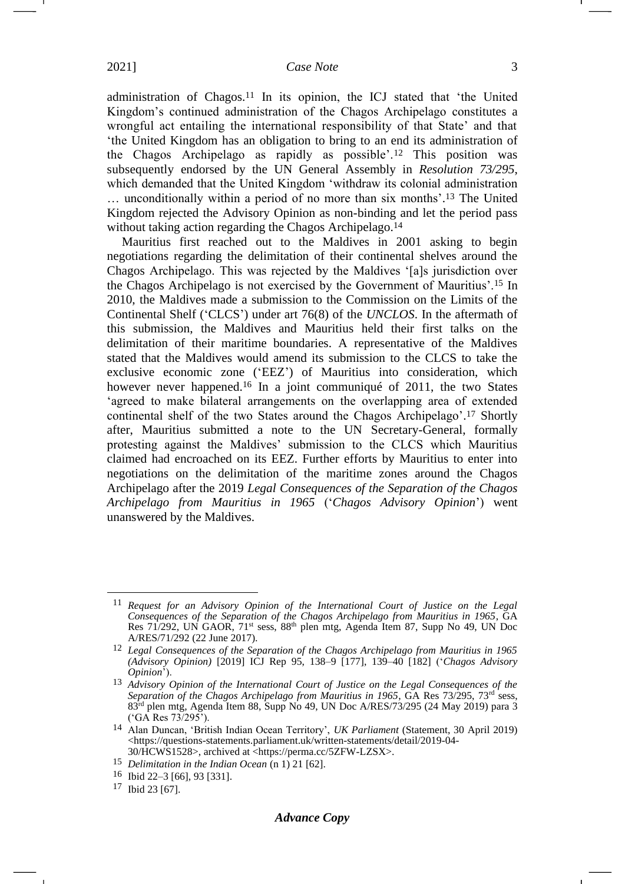administration of Chagos.[11] In its opinion, the ICJ stated that 'the United Kingdom's continued administration of the Chagos Archipelago constitutes a wrongful act entailing the international responsibility of that State' and that 'the United Kingdom has an obligation to bring to an end its administration of the Chagos Archipelago as rapidly as possible'.[12] This position was subsequently endorsed by the UN General Assembly in *Resolution 73/295*, which demanded that the United Kingdom 'withdraw its colonial administration … unconditionally within a period of no more than six months'.[13] The United Kingdom rejected the Advisory Opinion as non-binding and let the period pass without taking action regarding the Chagos Archipelago.[14]

Mauritius first reached out to the Maldives in 2001 asking to begin negotiations regarding the delimitation of their continental shelves around the Chagos Archipelago. This was rejected by the Maldives '[a]s jurisdiction over the Chagos Archipelago is not exercised by the Government of Mauritius'.[15] In 2010, the Maldives made a submission to the Commission on the Limits of the Continental Shelf ('CLCS') under art 76(8) of the *UNCLOS*. In the aftermath of this submission, the Maldives and Mauritius held their first talks on the delimitation of their maritime boundaries. A representative of the Maldives stated that the Maldives would amend its submission to the CLCS to take the exclusive economic zone ('EEZ') of Mauritius into consideration, which however never happened.[16] In a joint communiqué of 2011, the two States 'agreed to make bilateral arrangements on the overlapping area of extended continental shelf of the two States around the Chagos Archipelago'.[17] Shortly after, Mauritius submitted a note to the UN Secretary-General, formally protesting against the Maldives' submission to the CLCS which Mauritius claimed had encroached on its EEZ. Further efforts by Mauritius to enter into negotiations on the delimitation of the maritime zones around the Chagos Archipelago after the 2019 *Legal Consequences of the Separation of the Chagos Archipelago from Mauritius in 1965* ('*Chagos Advisory Opinion*') went unanswered by the Maldives.

---

[11] *Request for an Advisory Opinion of the International Court of Justice on the Legal Consequences of the Separation of the Chagos Archipelago from Mauritius in 1965*, GA Res 71/292, UN GAOR, 71st sess, 88th plen mtg, Agenda Item 87, Supp No 49, UN Doc A/RES/71/292 (22 June 2017).

[12] *Legal Consequences of the Separation of the Chagos Archipelago from Mauritius in 1965 (Advisory Opinion)* [2019] ICJ Rep 95, 138–9 [177], 139–40 [182] ('*Chagos Advisory Opinion*').

[13] *Advisory Opinion of the International Court of Justice on the Legal Consequences of the Separation of the Chagos Archipelago from Mauritius in 1965*, GA Res 73/295, 73rd sess, 83rd plen mtg, Agenda Item 88, Supp No 49, UN Doc A/RES/73/295 (24 May 2019) para 3 ('GA Res 73/295').

[14] Alan Duncan, 'British Indian Ocean Territory', *UK Parliament* (Statement, 30 April 2019) <https://questions-statements.parliament.uk/written-statements/detail/2019-04-30/HCWS1528>, archived at <https://perma.cc/5ZFW-LZSX>.

[15] *Delimitation in the Indian Ocean* (n 1) 21 [62].

[16] Ibid 22–3 [66], 93 [331].

[17] Ibid 23 [67].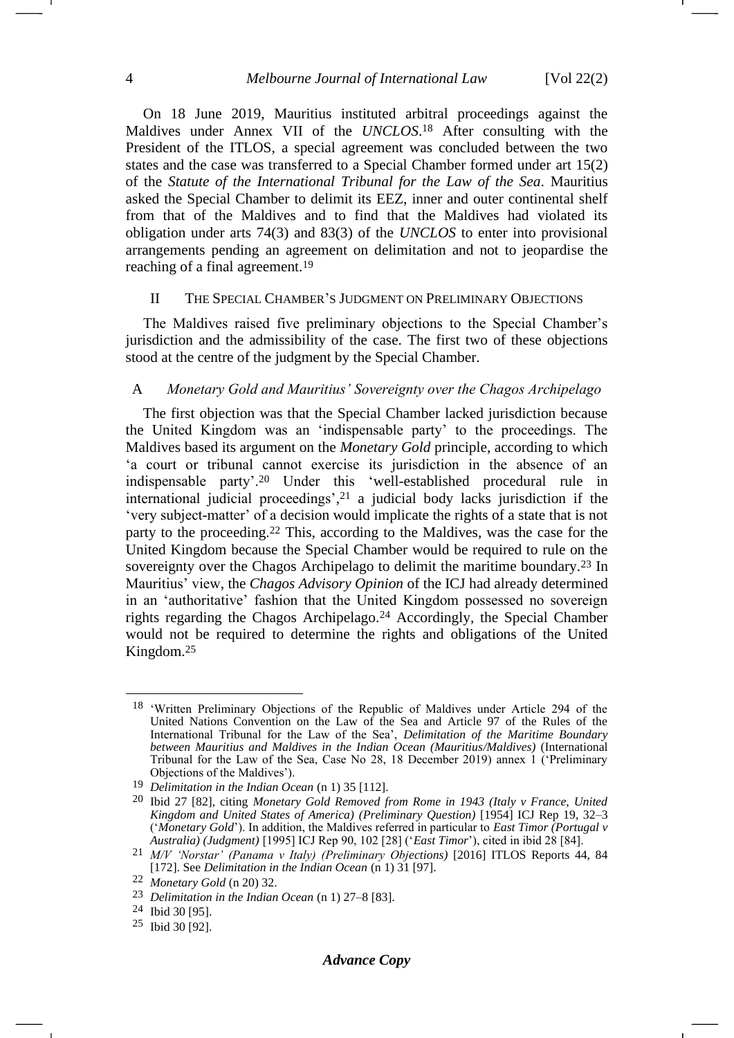On 18 June 2019, Mauritius instituted arbitral proceedings against the Maldives under Annex VII of the *UNCLOS*.[18] After consulting with the President of the ITLOS, a special agreement was concluded between the two states and the case was transferred to a Special Chamber formed under art 15(2) of the *Statute of the International Tribunal for the Law of the Sea*. Mauritius asked the Special Chamber to delimit its EEZ, inner and outer continental shelf from that of the Maldives and to find that the Maldives had violated its obligation under arts 74(3) and 83(3) of the *UNCLOS* to enter into provisional arrangements pending an agreement on delimitation and not to jeopardise the reaching of a final agreement.[19]

## II The Special Chamber's Judgment on Preliminary Objections

The Maldives raised five preliminary objections to the Special Chamber's jurisdiction and the admissibility of the case. The first two of these objections stood at the centre of the judgment by the Special Chamber.

### A *Monetary Gold and Mauritius' Sovereignty over the Chagos Archipelago*

The first objection was that the Special Chamber lacked jurisdiction because the United Kingdom was an 'indispensable party' to the proceedings. The Maldives based its argument on the *Monetary Gold* principle, according to which 'a court or tribunal cannot exercise its jurisdiction in the absence of an indispensable party'.[20] Under this 'well-established procedural rule in international judicial proceedings',[21] a judicial body lacks jurisdiction if the 'very subject-matter' of a decision would implicate the rights of a state that is not party to the proceeding.[22] This, according to the Maldives, was the case for the United Kingdom because the Special Chamber would be required to rule on the sovereignty over the Chagos Archipelago to delimit the maritime boundary.[23] In Mauritius' view, the *Chagos Advisory Opinion* of the ICJ had already determined in an 'authoritative' fashion that the United Kingdom possessed no sovereign rights regarding the Chagos Archipelago.[24] Accordingly, the Special Chamber would not be required to determine the rights and obligations of the United Kingdom.[25]

---

[18] 'Written Preliminary Objections of the Republic of Maldives under Article 294 of the United Nations Convention on the Law of the Sea and Article 97 of the Rules of the International Tribunal for the Law of the Sea', *Delimitation of the Maritime Boundary between Mauritius and Maldives in the Indian Ocean (Mauritius/Maldives)* (International Tribunal for the Law of the Sea, Case No 28, 18 December 2019) annex 1 ('Preliminary Objections of the Maldives').

[19] *Delimitation in the Indian Ocean* (n 1) 35 [112].

[20] Ibid 27 [82], citing *Monetary Gold Removed from Rome in 1943 (Italy v France, United Kingdom and United States of America) (Preliminary Question)* [1954] ICJ Rep 19, 32–3 ('*Monetary Gold*'). In addition, the Maldives referred in particular to *East Timor (Portugal v Australia) (Judgment)* [1995] ICJ Rep 90, 102 [28] ('*East Timor*'), cited in ibid 28 [84].

[21] *M/V 'Norstar' (Panama v Italy) (Preliminary Objections)* [2016] ITLOS Reports 44, 84 [172]. See *Delimitation in the Indian Ocean* (n 1) 31 [97].

[22] *Monetary Gold* (n 20) 32.

[23] *Delimitation in the Indian Ocean* (n 1) 27–8 [83].

[24] Ibid 30 [95].

[25] Ibid 30 [92].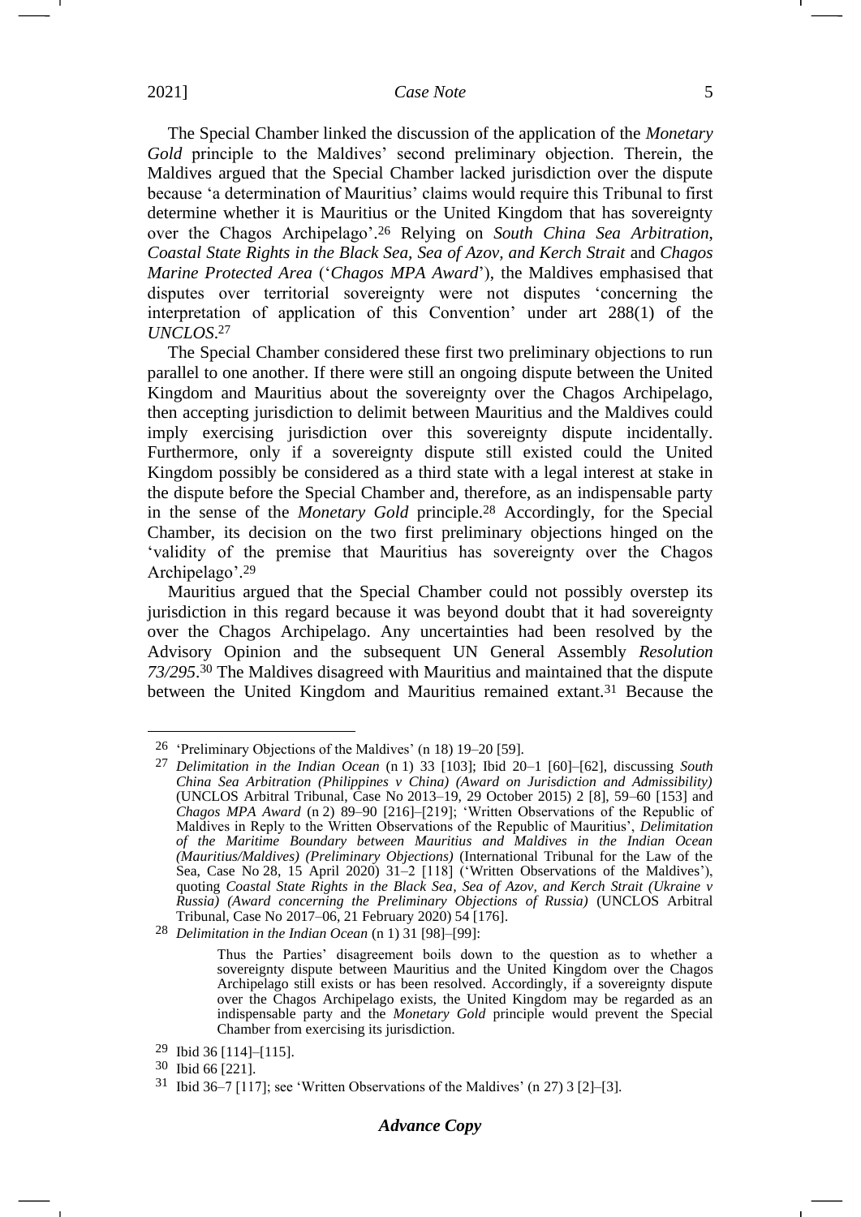The Special Chamber linked the discussion of the application of the *Monetary Gold* principle to the Maldives' second preliminary objection. Therein, the Maldives argued that the Special Chamber lacked jurisdiction over the dispute because 'a determination of Mauritius' claims would require this Tribunal to first determine whether it is Mauritius or the United Kingdom that has sovereignty over the Chagos Archipelago'.[26] Relying on *South China Sea Arbitration, Coastal State Rights in the Black Sea, Sea of Azov, and Kerch Strait* and *Chagos Marine Protected Area* ('*Chagos MPA Award*'), the Maldives emphasised that disputes over territorial sovereignty were not disputes 'concerning the interpretation of application of this Convention' under art 288(1) of the *UNCLOS*.[27]

The Special Chamber considered these first two preliminary objections to run parallel to one another. If there were still an ongoing dispute between the United Kingdom and Mauritius about the sovereignty over the Chagos Archipelago, then accepting jurisdiction to delimit between Mauritius and the Maldives could imply exercising jurisdiction over this sovereignty dispute incidentally. Furthermore, only if a sovereignty dispute still existed could the United Kingdom possibly be considered as a third state with a legal interest at stake in the dispute before the Special Chamber and, therefore, as an indispensable party in the sense of the *Monetary Gold* principle.[28] Accordingly, for the Special Chamber, its decision on the two first preliminary objections hinged on the 'validity of the premise that Mauritius has sovereignty over the Chagos Archipelago'.[29]

Mauritius argued that the Special Chamber could not possibly overstep its jurisdiction in this regard because it was beyond doubt that it had sovereignty over the Chagos Archipelago. Any uncertainties had been resolved by the Advisory Opinion and the subsequent UN General Assembly *Resolution 73/295*.[30] The Maldives disagreed with Mauritius and maintained that the dispute between the United Kingdom and Mauritius remained extant.[31] Because the

---

[26] 'Preliminary Objections of the Maldives' (n 18) 19–20 [59].

[27] *Delimitation in the Indian Ocean* (n 1) 33 [103]; Ibid 20–1 [60]–[62], discussing *South China Sea Arbitration (Philippines v China) (Award on Jurisdiction and Admissibility)* (UNCLOS Arbitral Tribunal, Case No 2013–19, 29 October 2015) 2 [8], 59–60 [153] and *Chagos MPA Award* (n 2) 89–90 [216]–[219]; 'Written Observations of the Republic of Maldives in Reply to the Written Observations of the Republic of Mauritius', *Delimitation of the Maritime Boundary between Mauritius and Maldives in the Indian Ocean (Mauritius/Maldives) (Preliminary Objections)* (International Tribunal for the Law of the Sea, Case No 28, 15 April 2020) 31–2 [118] ('Written Observations of the Maldives'), quoting *Coastal State Rights in the Black Sea, Sea of Azov, and Kerch Strait (Ukraine v Russia) (Award concerning the Preliminary Objections of Russia)* (UNCLOS Arbitral Tribunal, Case No 2017–06, 21 February 2020) 54 [176].

[28] *Delimitation in the Indian Ocean* (n 1) 31 [98]–[99]:

> Thus the Parties' disagreement boils down to the question as to whether a sovereignty dispute between Mauritius and the United Kingdom over the Chagos Archipelago still exists or has been resolved. Accordingly, if a sovereignty dispute over the Chagos Archipelago exists, the United Kingdom may be regarded as an indispensable party and the *Monetary Gold* principle would prevent the Special Chamber from exercising its jurisdiction.

[29] Ibid 36 [114]–[115].

[30] Ibid 66 [221].

[31] Ibid 36–7 [117]; see 'Written Observations of the Maldives' (n 27) 3 [2]–[3].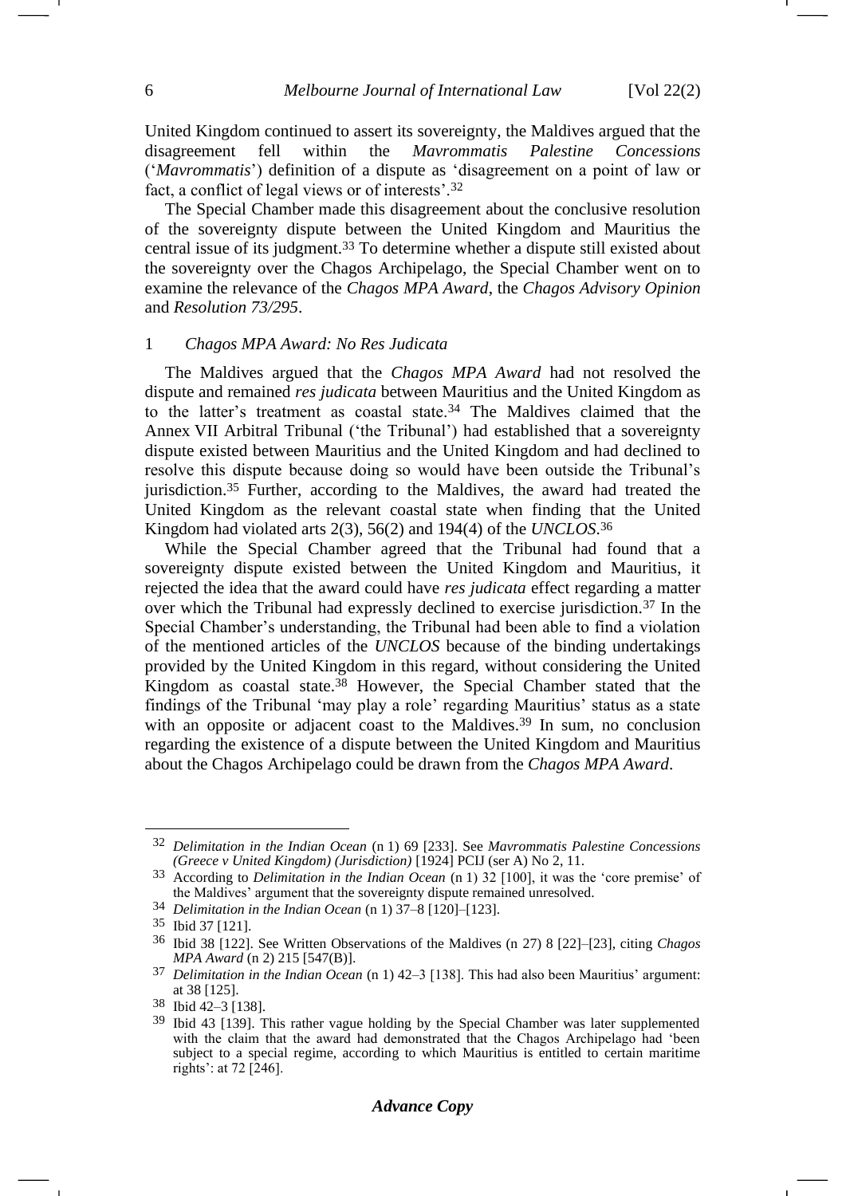United Kingdom continued to assert its sovereignty, the Maldives argued that the disagreement fell within the *Mavrommatis Palestine Concessions* ('*Mavrommatis*') definition of a dispute as 'disagreement on a point of law or fact, a conflict of legal views or of interests'.[32]

The Special Chamber made this disagreement about the conclusive resolution of the sovereignty dispute between the United Kingdom and Mauritius the central issue of its judgment.[33] To determine whether a dispute still existed about the sovereignty over the Chagos Archipelago, the Special Chamber went on to examine the relevance of the *Chagos MPA Award*, the *Chagos Advisory Opinion* and *Resolution 73/295*.

### 1 *Chagos MPA Award: No Res Judicata*

The Maldives argued that the *Chagos MPA Award* had not resolved the dispute and remained *res judicata* between Mauritius and the United Kingdom as to the latter's treatment as coastal state.[34] The Maldives claimed that the Annex VII Arbitral Tribunal ('the Tribunal') had established that a sovereignty dispute existed between Mauritius and the United Kingdom and had declined to resolve this dispute because doing so would have been outside the Tribunal's jurisdiction.[35] Further, according to the Maldives, the award had treated the United Kingdom as the relevant coastal state when finding that the United Kingdom had violated arts 2(3), 56(2) and 194(4) of the *UNCLOS*.[36]

While the Special Chamber agreed that the Tribunal had found that a sovereignty dispute existed between the United Kingdom and Mauritius, it rejected the idea that the award could have *res judicata* effect regarding a matter over which the Tribunal had expressly declined to exercise jurisdiction.[37] In the Special Chamber's understanding, the Tribunal had been able to find a violation of the mentioned articles of the *UNCLOS* because of the binding undertakings provided by the United Kingdom in this regard, without considering the United Kingdom as coastal state.[38] However, the Special Chamber stated that the findings of the Tribunal 'may play a role' regarding Mauritius' status as a state with an opposite or adjacent coast to the Maldives.[39] In sum, no conclusion regarding the existence of a dispute between the United Kingdom and Mauritius about the Chagos Archipelago could be drawn from the *Chagos MPA Award*.

---

[32] *Delimitation in the Indian Ocean* (n 1) 69 [233]. See *Mavrommatis Palestine Concessions (Greece v United Kingdom) (Jurisdiction)* [1924] PCIJ (ser A) No 2, 11.

[33] According to *Delimitation in the Indian Ocean* (n 1) 32 [100], it was the 'core premise' of the Maldives' argument that the sovereignty dispute remained unresolved.

[34] *Delimitation in the Indian Ocean* (n 1) 37–8 [120]–[123].

[35] Ibid 37 [121].

[36] Ibid 38 [122]. See Written Observations of the Maldives (n 27) 8 [22]–[23], citing *Chagos MPA Award* (n 2) 215 [547(B)].

[37] *Delimitation in the Indian Ocean* (n 1) 42–3 [138]. This had also been Mauritius' argument: at 38 [125].

[38] Ibid 42–3 [138].

[39] Ibid 43 [139]. This rather vague holding by the Special Chamber was later supplemented with the claim that the award had demonstrated that the Chagos Archipelago had 'been subject to a special regime, according to which Mauritius is entitled to certain maritime rights': at 72 [246].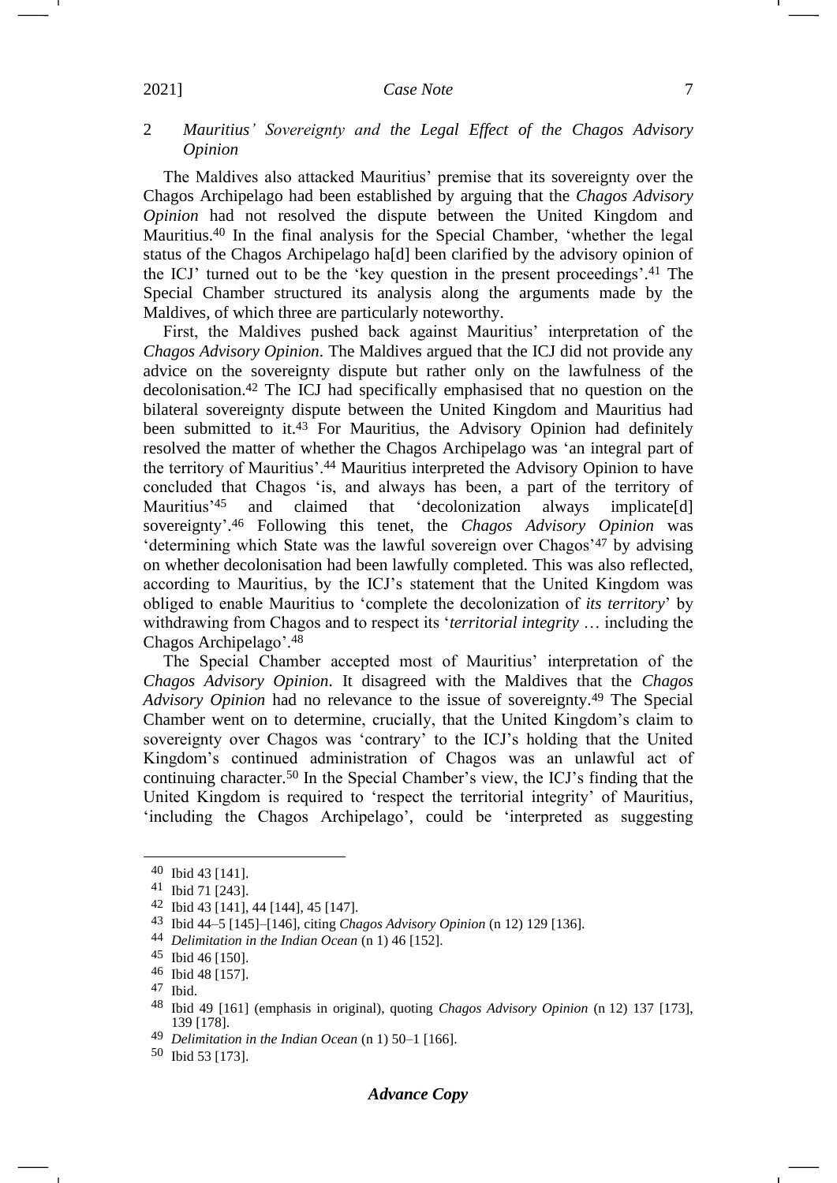## 2 *Mauritius' Sovereignty and the Legal Effect of the Chagos Advisory Opinion*

The Maldives also attacked Mauritius' premise that its sovereignty over the Chagos Archipelago had been established by arguing that the *Chagos Advisory Opinion* had not resolved the dispute between the United Kingdom and Mauritius.[40] In the final analysis for the Special Chamber, 'whether the legal status of the Chagos Archipelago ha[d] been clarified by the advisory opinion of the ICJ' turned out to be the 'key question in the present proceedings'.[41] The Special Chamber structured its analysis along the arguments made by the Maldives, of which three are particularly noteworthy.

First, the Maldives pushed back against Mauritius' interpretation of the *Chagos Advisory Opinion*. The Maldives argued that the ICJ did not provide any advice on the sovereignty dispute but rather only on the lawfulness of the decolonisation.[42] The ICJ had specifically emphasised that no question on the bilateral sovereignty dispute between the United Kingdom and Mauritius had been submitted to it.[43] For Mauritius, the Advisory Opinion had definitely resolved the matter of whether the Chagos Archipelago was 'an integral part of the territory of Mauritius'.[44] Mauritius interpreted the Advisory Opinion to have concluded that Chagos 'is, and always has been, a part of the territory of Mauritius'[45] and claimed that 'decolonization always implicate[d] sovereignty'.[46] Following this tenet, the *Chagos Advisory Opinion* was 'determining which State was the lawful sovereign over Chagos'[47] by advising on whether decolonisation had been lawfully completed. This was also reflected, according to Mauritius, by the ICJ's statement that the United Kingdom was obliged to enable Mauritius to 'complete the decolonization of *its territory*' by withdrawing from Chagos and to respect its '*territorial integrity* … including the Chagos Archipelago'.[48]

The Special Chamber accepted most of Mauritius' interpretation of the *Chagos Advisory Opinion*. It disagreed with the Maldives that the *Chagos Advisory Opinion* had no relevance to the issue of sovereignty.[49] The Special Chamber went on to determine, crucially, that the United Kingdom's claim to sovereignty over Chagos was 'contrary' to the ICJ's holding that the United Kingdom's continued administration of Chagos was an unlawful act of continuing character.[50] In the Special Chamber's view, the ICJ's finding that the United Kingdom is required to 'respect the territorial integrity' of Mauritius, 'including the Chagos Archipelago', could be 'interpreted as suggesting

---

40 Ibid 43 [141].

41 Ibid 71 [243].

42 Ibid 43 [141], 44 [144], 45 [147].

43 Ibid 44–5 [145]–[146], citing *Chagos Advisory Opinion* (n 12) 129 [136].

44 *Delimitation in the Indian Ocean* (n 1) 46 [152].

45 Ibid 46 [150].

46 Ibid 48 [157].

47 Ibid.

48 Ibid 49 [161] (emphasis in original), quoting *Chagos Advisory Opinion* (n 12) 137 [173], 139 [178].

49 *Delimitation in the Indian Ocean* (n 1) 50–1 [166].

50 Ibid 53 [173].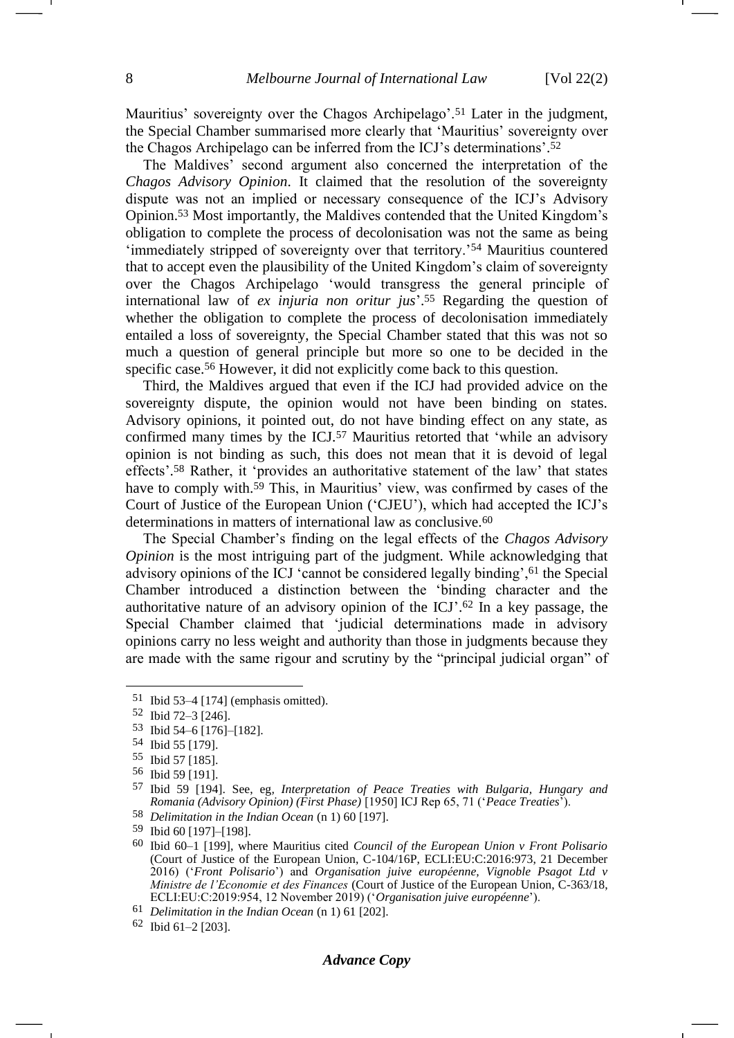Mauritius' sovereignty over the Chagos Archipelago'.[51] Later in the judgment, the Special Chamber summarised more clearly that 'Mauritius' sovereignty over the Chagos Archipelago can be inferred from the ICJ's determinations'.[52]

The Maldives' second argument also concerned the interpretation of the *Chagos Advisory Opinion*. It claimed that the resolution of the sovereignty dispute was not an implied or necessary consequence of the ICJ's Advisory Opinion.[53] Most importantly, the Maldives contended that the United Kingdom's obligation to complete the process of decolonisation was not the same as being 'immediately stripped of sovereignty over that territory.'[54] Mauritius countered that to accept even the plausibility of the United Kingdom's claim of sovereignty over the Chagos Archipelago 'would transgress the general principle of international law of *ex injuria non oritur jus*'.[55] Regarding the question of whether the obligation to complete the process of decolonisation immediately entailed a loss of sovereignty, the Special Chamber stated that this was not so much a question of general principle but more so one to be decided in the specific case.[56] However, it did not explicitly come back to this question.

Third, the Maldives argued that even if the ICJ had provided advice on the sovereignty dispute, the opinion would not have been binding on states. Advisory opinions, it pointed out, do not have binding effect on any state, as confirmed many times by the ICJ.[57] Mauritius retorted that 'while an advisory opinion is not binding as such, this does not mean that it is devoid of legal effects'.[58] Rather, it 'provides an authoritative statement of the law' that states have to comply with.[59] This, in Mauritius' view, was confirmed by cases of the Court of Justice of the European Union ('CJEU'), which had accepted the ICJ's determinations in matters of international law as conclusive.[60]

The Special Chamber's finding on the legal effects of the *Chagos Advisory Opinion* is the most intriguing part of the judgment. While acknowledging that advisory opinions of the ICJ 'cannot be considered legally binding',[61] the Special Chamber introduced a distinction between the 'binding character and the authoritative nature of an advisory opinion of the ICJ'.[62] In a key passage, the Special Chamber claimed that 'judicial determinations made in advisory opinions carry no less weight and authority than those in judgments because they are made with the same rigour and scrutiny by the "principal judicial organ" of

---

[51] Ibid 53–4 [174] (emphasis omitted).

[52] Ibid 72–3 [246].

[53] Ibid 54–6 [176]–[182].

[54] Ibid 55 [179].

[55] Ibid 57 [185].

[56] Ibid 59 [191].

[57] Ibid 59 [194]. See, eg, *Interpretation of Peace Treaties with Bulgaria, Hungary and Romania (Advisory Opinion) (First Phase)* [1950] ICJ Rep 65, 71 ('*Peace Treaties*').

[58] *Delimitation in the Indian Ocean* (n 1) 60 [197].

[59] Ibid 60 [197]–[198].

[60] Ibid 60–1 [199], where Mauritius cited *Council of the European Union v Front Polisario* (Court of Justice of the European Union, C-104/16P, ECLI:EU:C:2016:973, 21 December 2016) ('*Front Polisario*') and *Organisation juive européenne, Vignoble Psagot Ltd v Ministre de l'Economie et des Finances* (Court of Justice of the European Union, C-363/18, ECLI:EU:C:2019:954, 12 November 2019) ('*Organisation juive européenne*').

[61] *Delimitation in the Indian Ocean* (n 1) 61 [202].

[62] Ibid 61–2 [203].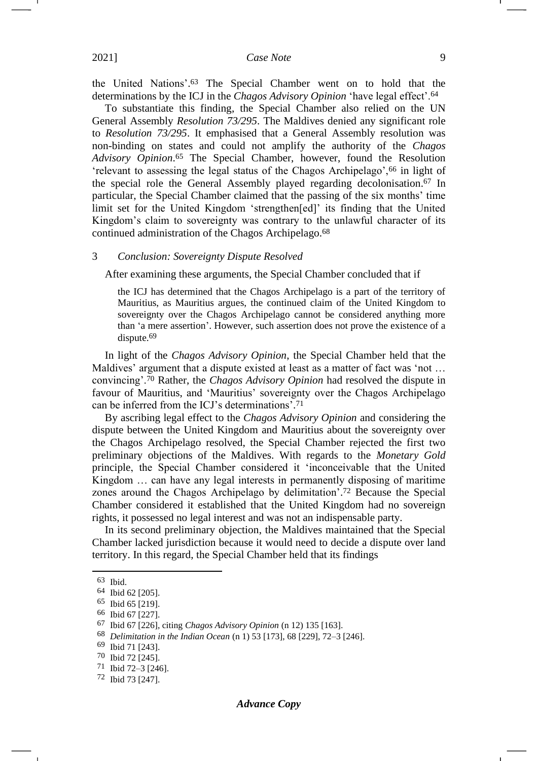the United Nations'.[63] The Special Chamber went on to hold that the determinations by the ICJ in the *Chagos Advisory Opinion* 'have legal effect'.[64]

To substantiate this finding, the Special Chamber also relied on the UN General Assembly *Resolution 73/295*. The Maldives denied any significant role to *Resolution 73/295*. It emphasised that a General Assembly resolution was non-binding on states and could not amplify the authority of the *Chagos Advisory Opinion*.[65] The Special Chamber, however, found the Resolution 'relevant to assessing the legal status of the Chagos Archipelago',[66] in light of the special role the General Assembly played regarding decolonisation.[67] In particular, the Special Chamber claimed that the passing of the six months' time limit set for the United Kingdom 'strengthen[ed]' its finding that the United Kingdom's claim to sovereignty was contrary to the unlawful character of its continued administration of the Chagos Archipelago.[68]

### 3 *Conclusion: Sovereignty Dispute Resolved*

After examining these arguments, the Special Chamber concluded that if

> the ICJ has determined that the Chagos Archipelago is a part of the territory of Mauritius, as Mauritius argues, the continued claim of the United Kingdom to sovereignty over the Chagos Archipelago cannot be considered anything more than 'a mere assertion'. However, such assertion does not prove the existence of a dispute.[69]

In light of the *Chagos Advisory Opinion*, the Special Chamber held that the Maldives' argument that a dispute existed at least as a matter of fact was 'not … convincing'.[70] Rather, the *Chagos Advisory Opinion* had resolved the dispute in favour of Mauritius, and 'Mauritius' sovereignty over the Chagos Archipelago can be inferred from the ICJ's determinations'.[71]

By ascribing legal effect to the *Chagos Advisory Opinion* and considering the dispute between the United Kingdom and Mauritius about the sovereignty over the Chagos Archipelago resolved, the Special Chamber rejected the first two preliminary objections of the Maldives. With regards to the *Monetary Gold* principle, the Special Chamber considered it 'inconceivable that the United Kingdom … can have any legal interests in permanently disposing of maritime zones around the Chagos Archipelago by delimitation'.[72] Because the Special Chamber considered it established that the United Kingdom had no sovereign rights, it possessed no legal interest and was not an indispensable party.

In its second preliminary objection, the Maldives maintained that the Special Chamber lacked jurisdiction because it would need to decide a dispute over land territory. In this regard, the Special Chamber held that its findings

---

63 Ibid.

64 Ibid 62 [205].

65 Ibid 65 [219].

66 Ibid 67 [227].

67 Ibid 67 [226], citing *Chagos Advisory Opinion* (n 12) 135 [163].

68 *Delimitation in the Indian Ocean* (n 1) 53 [173], 68 [229], 72–3 [246].

69 Ibid 71 [243].

70 Ibid 72 [245].

71 Ibid 72–3 [246].

72 Ibid 73 [247].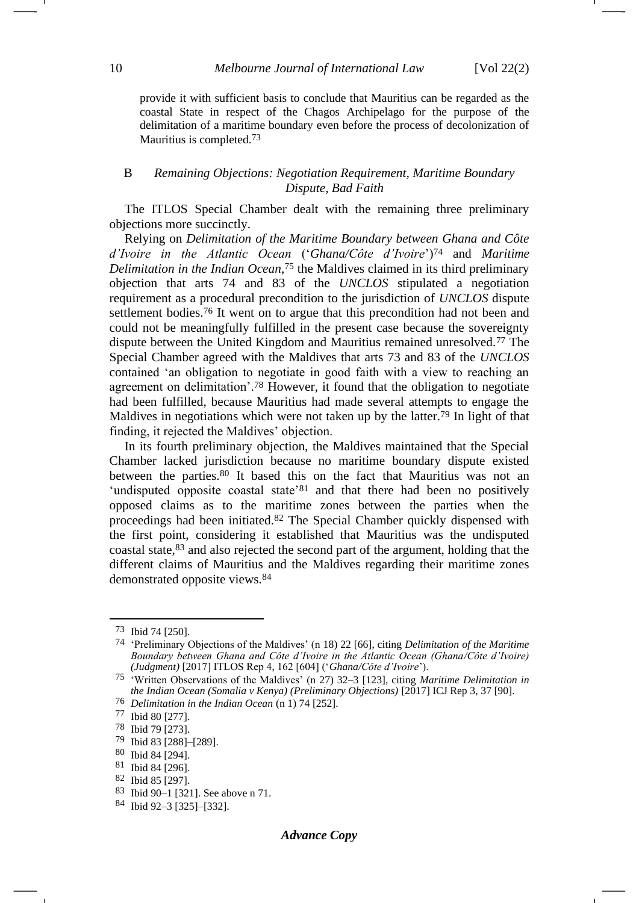provide it with sufficient basis to conclude that Mauritius can be regarded as the coastal State in respect of the Chagos Archipelago for the purpose of the delimitation of a maritime boundary even before the process of decolonization of Mauritius is completed.[73]

### B *Remaining Objections: Negotiation Requirement, Maritime Boundary Dispute, Bad Faith*

The ITLOS Special Chamber dealt with the remaining three preliminary objections more succinctly.

Relying on *Delimitation of the Maritime Boundary between Ghana and Côte d'Ivoire in the Atlantic Ocean* ('*Ghana/Côte d'Ivoire*')[74] and *Maritime Delimitation in the Indian Ocean*,[75] the Maldives claimed in its third preliminary objection that arts 74 and 83 of the *UNCLOS* stipulated a negotiation requirement as a procedural precondition to the jurisdiction of *UNCLOS* dispute settlement bodies.[76] It went on to argue that this precondition had not been and could not be meaningfully fulfilled in the present case because the sovereignty dispute between the United Kingdom and Mauritius remained unresolved.[77] The Special Chamber agreed with the Maldives that arts 73 and 83 of the *UNCLOS* contained 'an obligation to negotiate in good faith with a view to reaching an agreement on delimitation'.[78] However, it found that the obligation to negotiate had been fulfilled, because Mauritius had made several attempts to engage the Maldives in negotiations which were not taken up by the latter.[79] In light of that finding, it rejected the Maldives' objection.

In its fourth preliminary objection, the Maldives maintained that the Special Chamber lacked jurisdiction because no maritime boundary dispute existed between the parties.[80] It based this on the fact that Mauritius was not an 'undisputed opposite coastal state'[81] and that there had been no positively opposed claims as to the maritime zones between the parties when the proceedings had been initiated.[82] The Special Chamber quickly dispensed with the first point, considering it established that Mauritius was the undisputed coastal state,[83] and also rejected the second part of the argument, holding that the different claims of Mauritius and the Maldives regarding their maritime zones demonstrated opposite views.[84]

---

73 Ibid 74 [250].

74 'Preliminary Objections of the Maldives' (n 18) 22 [66], citing *Delimitation of the Maritime Boundary between Ghana and Côte d'Ivoire in the Atlantic Ocean (Ghana/Côte d'Ivoire) (Judgment)* [2017] ITLOS Rep 4, 162 [604] ('*Ghana/Côte d'Ivoire*').

75 'Written Observations of the Maldives' (n 27) 32–3 [123], citing *Maritime Delimitation in the Indian Ocean (Somalia v Kenya) (Preliminary Objections)* [2017] ICJ Rep 3, 37 [90].

76 *Delimitation in the Indian Ocean* (n 1) 74 [252].

77 Ibid 80 [277].

78 Ibid 79 [273].

79 Ibid 83 [288]–[289].

80 Ibid 84 [294].

81 Ibid 84 [296].

82 Ibid 85 [297].

83 Ibid 90–1 [321]. See above n 71.

84 Ibid 92–3 [325]–[332].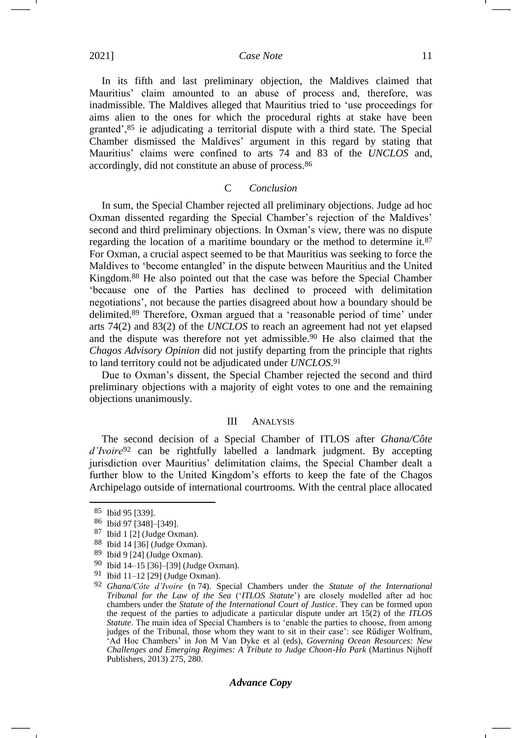In its fifth and last preliminary objection, the Maldives claimed that Mauritius' claim amounted to an abuse of process and, therefore, was inadmissible. The Maldives alleged that Mauritius tried to 'use proceedings for aims alien to the ones for which the procedural rights at stake have been granted',[85] ie adjudicating a territorial dispute with a third state. The Special Chamber dismissed the Maldives' argument in this regard by stating that Mauritius' claims were confined to arts 74 and 83 of the *UNCLOS* and, accordingly, did not constitute an abuse of process.[86]

### C *Conclusion*

In sum, the Special Chamber rejected all preliminary objections. Judge ad hoc Oxman dissented regarding the Special Chamber's rejection of the Maldives' second and third preliminary objections. In Oxman's view, there was no dispute regarding the location of a maritime boundary or the method to determine it.[87] For Oxman, a crucial aspect seemed to be that Mauritius was seeking to force the Maldives to 'become entangled' in the dispute between Mauritius and the United Kingdom.[88] He also pointed out that the case was before the Special Chamber 'because one of the Parties has declined to proceed with delimitation negotiations', not because the parties disagreed about how a boundary should be delimited.[89] Therefore, Oxman argued that a 'reasonable period of time' under arts 74(2) and 83(2) of the *UNCLOS* to reach an agreement had not yet elapsed and the dispute was therefore not yet admissible.[90] He also claimed that the *Chagos Advisory Opinion* did not justify departing from the principle that rights to land territory could not be adjudicated under *UNCLOS*.[91]

Due to Oxman's dissent, the Special Chamber rejected the second and third preliminary objections with a majority of eight votes to one and the remaining objections unanimously.

## III Analysis

The second decision of a Special Chamber of ITLOS after *Ghana/Côte d'Ivoire*[92] can be rightfully labelled a landmark judgment. By accepting jurisdiction over Mauritius' delimitation claims, the Special Chamber dealt a further blow to the United Kingdom's efforts to keep the fate of the Chagos Archipelago outside of international courtrooms. With the central place allocated

---

[85] Ibid 95 [339].

[86] Ibid 97 [348]–[349].

[87] Ibid 1 [2] (Judge Oxman).

[88] Ibid 14 [36] (Judge Oxman).

[89] Ibid 9 [24] (Judge Oxman).

[90] Ibid 14–15 [36]–[39] (Judge Oxman).

[91] Ibid 11–12 [29] (Judge Oxman).

[92] *Ghana/Côte d'Ivoire* (n 74). Special Chambers under the *Statute of the International Tribunal for the Law of the Sea* ('*ITLOS Statute*') are closely modelled after ad hoc chambers under the *Statute of the International Court of Justice*. They can be formed upon the request of the parties to adjudicate a particular dispute under art 15(2) of the *ITLOS Statute*. The main idea of Special Chambers is to 'enable the parties to choose, from among judges of the Tribunal, those whom they want to sit in their case': see Rüdiger Wolfrum, 'Ad Hoc Chambers' in Jon M Van Dyke et al (eds), *Governing Ocean Resources: New Challenges and Emerging Regimes: A Tribute to Judge Choon-Ho Park* (Martinus Nijhoff Publishers, 2013) 275, 280.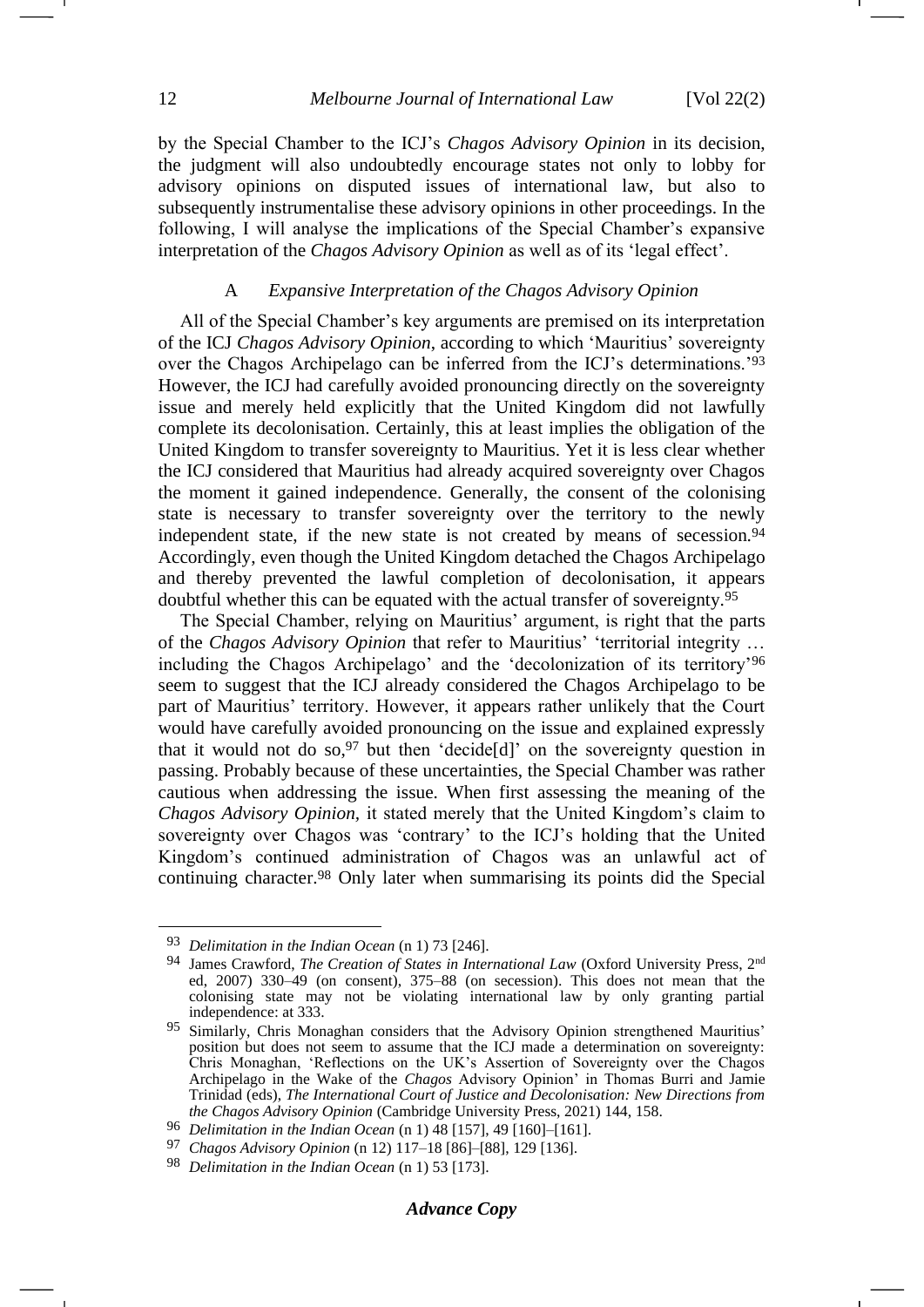by the Special Chamber to the ICJ's *Chagos Advisory Opinion* in its decision, the judgment will also undoubtedly encourage states not only to lobby for advisory opinions on disputed issues of international law, but also to subsequently instrumentalise these advisory opinions in other proceedings. In the following, I will analyse the implications of the Special Chamber's expansive interpretation of the *Chagos Advisory Opinion* as well as of its 'legal effect'.

### A *Expansive Interpretation of the Chagos Advisory Opinion*

All of the Special Chamber's key arguments are premised on its interpretation of the ICJ *Chagos Advisory Opinion*, according to which 'Mauritius' sovereignty over the Chagos Archipelago can be inferred from the ICJ's determinations.'[93] However, the ICJ had carefully avoided pronouncing directly on the sovereignty issue and merely held explicitly that the United Kingdom did not lawfully complete its decolonisation. Certainly, this at least implies the obligation of the United Kingdom to transfer sovereignty to Mauritius. Yet it is less clear whether the ICJ considered that Mauritius had already acquired sovereignty over Chagos the moment it gained independence. Generally, the consent of the colonising state is necessary to transfer sovereignty over the territory to the newly independent state, if the new state is not created by means of secession.[94] Accordingly, even though the United Kingdom detached the Chagos Archipelago and thereby prevented the lawful completion of decolonisation, it appears doubtful whether this can be equated with the actual transfer of sovereignty.[95]

The Special Chamber, relying on Mauritius' argument, is right that the parts of the *Chagos Advisory Opinion* that refer to Mauritius' 'territorial integrity … including the Chagos Archipelago' and the 'decolonization of its territory'[96] seem to suggest that the ICJ already considered the Chagos Archipelago to be part of Mauritius' territory. However, it appears rather unlikely that the Court would have carefully avoided pronouncing on the issue and explained expressly that it would not do so,[97] but then 'decide[d]' on the sovereignty question in passing. Probably because of these uncertainties, the Special Chamber was rather cautious when addressing the issue. When first assessing the meaning of the *Chagos Advisory Opinion*, it stated merely that the United Kingdom's claim to sovereignty over Chagos was 'contrary' to the ICJ's holding that the United Kingdom's continued administration of Chagos was an unlawful act of continuing character.[98] Only later when summarising its points did the Special

---

[93] *Delimitation in the Indian Ocean* (n 1) 73 [246].

[94] James Crawford, *The Creation of States in International Law* (Oxford University Press, 2nd ed, 2007) 330–49 (on consent), 375–88 (on secession). This does not mean that the colonising state may not be violating international law by only granting partial independence: at 333.

[95] Similarly, Chris Monaghan considers that the Advisory Opinion strengthened Mauritius' position but does not seem to assume that the ICJ made a determination on sovereignty: Chris Monaghan, 'Reflections on the UK's Assertion of Sovereignty over the Chagos Archipelago in the Wake of the *Chagos* Advisory Opinion' in Thomas Burri and Jamie Trinidad (eds), *The International Court of Justice and Decolonisation: New Directions from the Chagos Advisory Opinion* (Cambridge University Press, 2021) 144, 158.

[96] *Delimitation in the Indian Ocean* (n 1) 48 [157], 49 [160]–[161].

[97] *Chagos Advisory Opinion* (n 12) 117–18 [86]–[88], 129 [136].

[98] *Delimitation in the Indian Ocean* (n 1) 53 [173].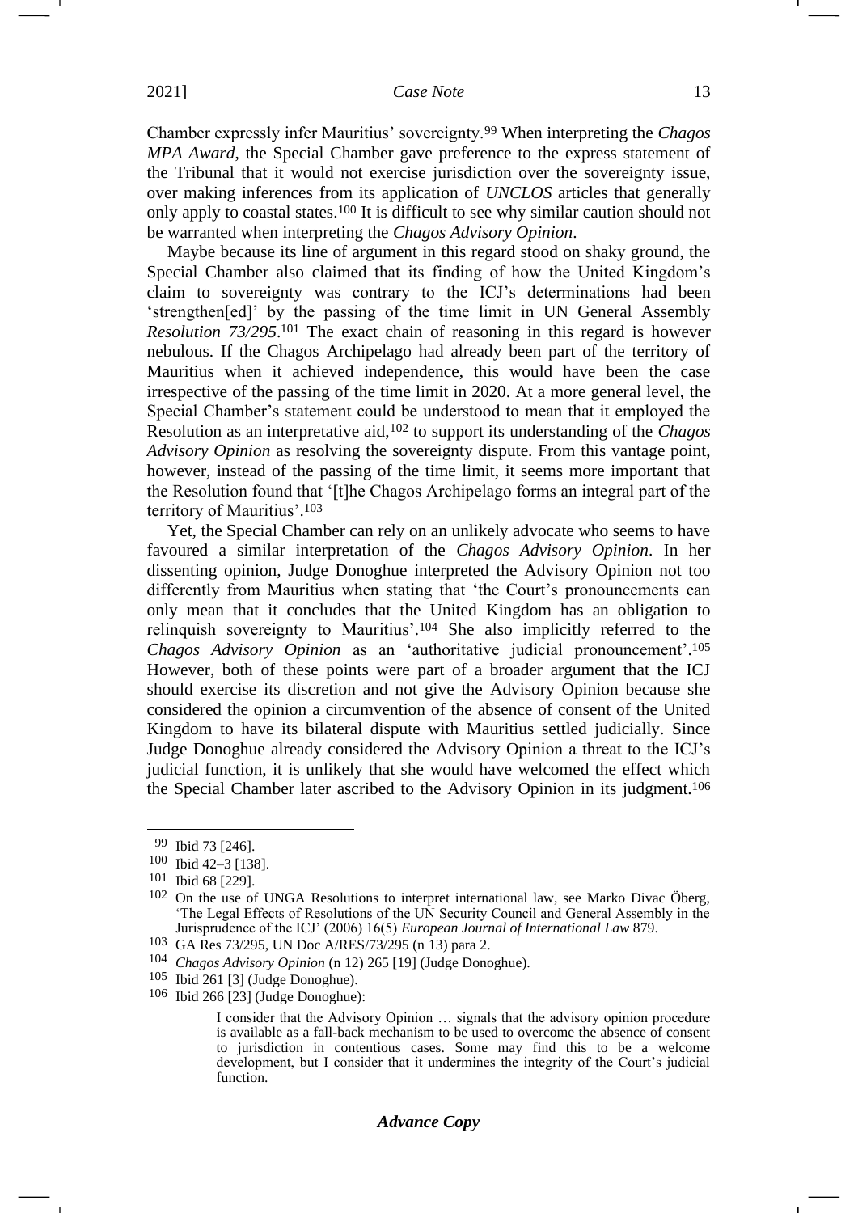Chamber expressly infer Mauritius' sovereignty.[99] When interpreting the *Chagos MPA Award*, the Special Chamber gave preference to the express statement of the Tribunal that it would not exercise jurisdiction over the sovereignty issue, over making inferences from its application of *UNCLOS* articles that generally only apply to coastal states.[100] It is difficult to see why similar caution should not be warranted when interpreting the *Chagos Advisory Opinion*.

Maybe because its line of argument in this regard stood on shaky ground, the Special Chamber also claimed that its finding of how the United Kingdom's claim to sovereignty was contrary to the ICJ's determinations had been 'strengthen[ed]' by the passing of the time limit in UN General Assembly *Resolution 73/295*.[101] The exact chain of reasoning in this regard is however nebulous. If the Chagos Archipelago had already been part of the territory of Mauritius when it achieved independence, this would have been the case irrespective of the passing of the time limit in 2020. At a more general level, the Special Chamber's statement could be understood to mean that it employed the Resolution as an interpretative aid,[102] to support its understanding of the *Chagos Advisory Opinion* as resolving the sovereignty dispute. From this vantage point, however, instead of the passing of the time limit, it seems more important that the Resolution found that '[t]he Chagos Archipelago forms an integral part of the territory of Mauritius'.[103]

Yet, the Special Chamber can rely on an unlikely advocate who seems to have favoured a similar interpretation of the *Chagos Advisory Opinion*. In her dissenting opinion, Judge Donoghue interpreted the Advisory Opinion not too differently from Mauritius when stating that 'the Court's pronouncements can only mean that it concludes that the United Kingdom has an obligation to relinquish sovereignty to Mauritius'.[104] She also implicitly referred to the *Chagos Advisory Opinion* as an 'authoritative judicial pronouncement'.[105] However, both of these points were part of a broader argument that the ICJ should exercise its discretion and not give the Advisory Opinion because she considered the opinion a circumvention of the absence of consent of the United Kingdom to have its bilateral dispute with Mauritius settled judicially. Since Judge Donoghue already considered the Advisory Opinion a threat to the ICJ's judicial function, it is unlikely that she would have welcomed the effect which the Special Chamber later ascribed to the Advisory Opinion in its judgment.[106]

---

[99] Ibid 73 [246].

[100] Ibid 42–3 [138].

[101] Ibid 68 [229].

[102] On the use of UNGA Resolutions to interpret international law, see Marko Divac Öberg, 'The Legal Effects of Resolutions of the UN Security Council and General Assembly in the Jurisprudence of the ICJ' (2006) 16(5) *European Journal of International Law* 879.

[103] GA Res 73/295, UN Doc A/RES/73/295 (n 13) para 2.

[104] *Chagos Advisory Opinion* (n 12) 265 [19] (Judge Donoghue).

[105] Ibid 261 [3] (Judge Donoghue).

[106] Ibid 266 [23] (Judge Donoghue):

> I consider that the Advisory Opinion … signals that the advisory opinion procedure is available as a fall-back mechanism to be used to overcome the absence of consent to jurisdiction in contentious cases. Some may find this to be a welcome development, but I consider that it undermines the integrity of the Court's judicial function.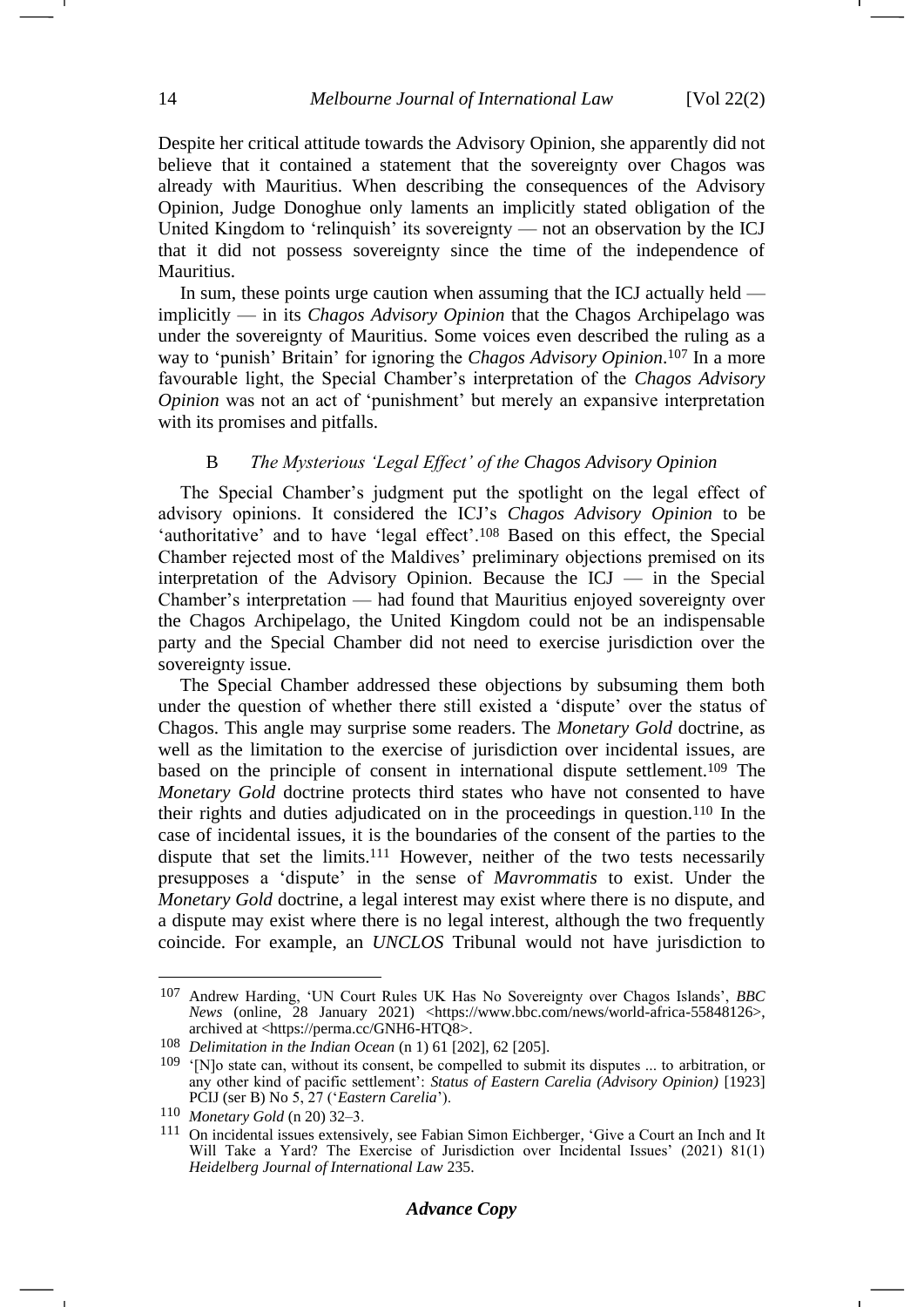Despite her critical attitude towards the Advisory Opinion, she apparently did not believe that it contained a statement that the sovereignty over Chagos was already with Mauritius. When describing the consequences of the Advisory Opinion, Judge Donoghue only laments an implicitly stated obligation of the United Kingdom to 'relinquish' its sovereignty — not an observation by the ICJ that it did not possess sovereignty since the time of the independence of Mauritius.

In sum, these points urge caution when assuming that the ICJ actually held — implicitly — in its *Chagos Advisory Opinion* that the Chagos Archipelago was under the sovereignty of Mauritius. Some voices even described the ruling as a way to 'punish' Britain' for ignoring the *Chagos Advisory Opinion*.[107] In a more favourable light, the Special Chamber's interpretation of the *Chagos Advisory Opinion* was not an act of 'punishment' but merely an expansive interpretation with its promises and pitfalls.

### B *The Mysterious 'Legal Effect' of the Chagos Advisory Opinion*

The Special Chamber's judgment put the spotlight on the legal effect of advisory opinions. It considered the ICJ's *Chagos Advisory Opinion* to be 'authoritative' and to have 'legal effect'.[108] Based on this effect, the Special Chamber rejected most of the Maldives' preliminary objections premised on its interpretation of the Advisory Opinion. Because the ICJ — in the Special Chamber's interpretation — had found that Mauritius enjoyed sovereignty over the Chagos Archipelago, the United Kingdom could not be an indispensable party and the Special Chamber did not need to exercise jurisdiction over the sovereignty issue.

The Special Chamber addressed these objections by subsuming them both under the question of whether there still existed a 'dispute' over the status of Chagos. This angle may surprise some readers. The *Monetary Gold* doctrine, as well as the limitation to the exercise of jurisdiction over incidental issues, are based on the principle of consent in international dispute settlement.[109] The *Monetary Gold* doctrine protects third states who have not consented to have their rights and duties adjudicated on in the proceedings in question.[110] In the case of incidental issues, it is the boundaries of the consent of the parties to the dispute that set the limits.[111] However, neither of the two tests necessarily presupposes a 'dispute' in the sense of *Mavrommatis* to exist. Under the *Monetary Gold* doctrine, a legal interest may exist where there is no dispute, and a dispute may exist where there is no legal interest, although the two frequently coincide. For example, an *UNCLOS* Tribunal would not have jurisdiction to

---

[107] Andrew Harding, 'UN Court Rules UK Has No Sovereignty over Chagos Islands', *BBC News* (online, 28 January 2021) <https://www.bbc.com/news/world-africa-55848126>, archived at <https://perma.cc/GNH6-HTQ8>.

[108] *Delimitation in the Indian Ocean* (n 1) 61 [202], 62 [205].

[109] '[N]o state can, without its consent, be compelled to submit its disputes ... to arbitration, or any other kind of pacific settlement': *Status of Eastern Carelia (Advisory Opinion)* [1923] PCIJ (ser B) No 5, 27 ('*Eastern Carelia*').

[110] *Monetary Gold* (n 20) 32–3.

[111] On incidental issues extensively, see Fabian Simon Eichberger, 'Give a Court an Inch and It Will Take a Yard? The Exercise of Jurisdiction over Incidental Issues' (2021) 81(1) *Heidelberg Journal of International Law* 235.

***Advance Copy***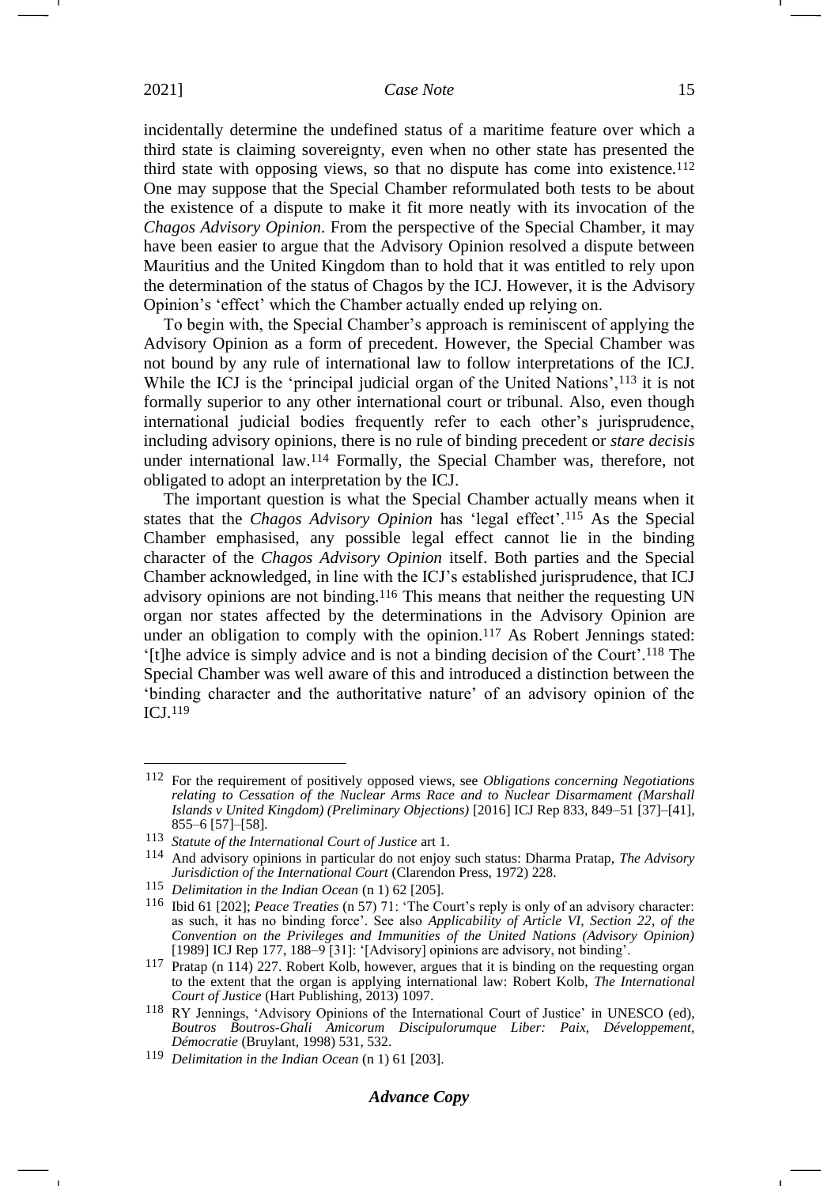incidentally determine the undefined status of a maritime feature over which a third state is claiming sovereignty, even when no other state has presented the third state with opposing views, so that no dispute has come into existence.[112] One may suppose that the Special Chamber reformulated both tests to be about the existence of a dispute to make it fit more neatly with its invocation of the *Chagos Advisory Opinion*. From the perspective of the Special Chamber, it may have been easier to argue that the Advisory Opinion resolved a dispute between Mauritius and the United Kingdom than to hold that it was entitled to rely upon the determination of the status of Chagos by the ICJ. However, it is the Advisory Opinion's 'effect' which the Chamber actually ended up relying on.

To begin with, the Special Chamber's approach is reminiscent of applying the Advisory Opinion as a form of precedent. However, the Special Chamber was not bound by any rule of international law to follow interpretations of the ICJ. While the ICJ is the 'principal judicial organ of the United Nations',[113] it is not formally superior to any other international court or tribunal. Also, even though international judicial bodies frequently refer to each other's jurisprudence, including advisory opinions, there is no rule of binding precedent or *stare decisis* under international law.[114] Formally, the Special Chamber was, therefore, not obligated to adopt an interpretation by the ICJ.

The important question is what the Special Chamber actually means when it states that the *Chagos Advisory Opinion* has 'legal effect'.[115] As the Special Chamber emphasised, any possible legal effect cannot lie in the binding character of the *Chagos Advisory Opinion* itself. Both parties and the Special Chamber acknowledged, in line with the ICJ's established jurisprudence, that ICJ advisory opinions are not binding.[116] This means that neither the requesting UN organ nor states affected by the determinations in the Advisory Opinion are under an obligation to comply with the opinion.[117] As Robert Jennings stated: '[t]he advice is simply advice and is not a binding decision of the Court'.[118] The Special Chamber was well aware of this and introduced a distinction between the 'binding character and the authoritative nature' of an advisory opinion of the ICJ.[119]

---

[112] For the requirement of positively opposed views, see *Obligations concerning Negotiations relating to Cessation of the Nuclear Arms Race and to Nuclear Disarmament (Marshall Islands v United Kingdom) (Preliminary Objections)* [2016] ICJ Rep 833, 849–51 [37]–[41], 855–6 [57]–[58].

[113] *Statute of the International Court of Justice* art 1.

[114] And advisory opinions in particular do not enjoy such status: Dharma Pratap, *The Advisory Jurisdiction of the International Court* (Clarendon Press, 1972) 228.

[115] *Delimitation in the Indian Ocean* (n 1) 62 [205].

[116] Ibid 61 [202]; *Peace Treaties* (n 57) 71: 'The Court's reply is only of an advisory character: as such, it has no binding force'. See also *Applicability of Article VI, Section 22, of the Convention on the Privileges and Immunities of the United Nations (Advisory Opinion)* [1989] ICJ Rep 177, 188–9 [31]: '[Advisory] opinions are advisory, not binding'.

[117] Pratap (n 114) 227. Robert Kolb, however, argues that it is binding on the requesting organ to the extent that the organ is applying international law: Robert Kolb, *The International Court of Justice* (Hart Publishing, 2013) 1097.

[118] RY Jennings, 'Advisory Opinions of the International Court of Justice' in UNESCO (ed), *Boutros Boutros-Ghali Amicorum Discipulorumque Liber: Paix, Développement, Démocratie* (Bruylant, 1998) 531, 532.

[119] *Delimitation in the Indian Ocean* (n 1) 61 [203].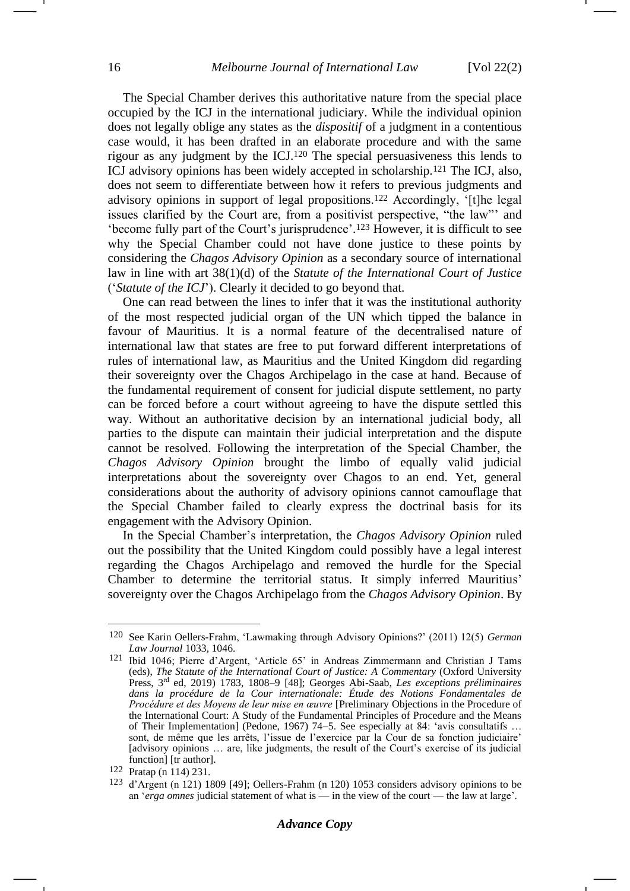The Special Chamber derives this authoritative nature from the special place occupied by the ICJ in the international judiciary. While the individual opinion does not legally oblige any states as the *dispositif* of a judgment in a contentious case would, it has been drafted in an elaborate procedure and with the same rigour as any judgment by the ICJ.[120] The special persuasiveness this lends to ICJ advisory opinions has been widely accepted in scholarship.[121] The ICJ, also, does not seem to differentiate between how it refers to previous judgments and advisory opinions in support of legal propositions.[122] Accordingly, '[t]he legal issues clarified by the Court are, from a positivist perspective, "the law"' and 'become fully part of the Court's jurisprudence'.[123] However, it is difficult to see why the Special Chamber could not have done justice to these points by considering the *Chagos Advisory Opinion* as a secondary source of international law in line with art 38(1)(d) of the *Statute of the International Court of Justice* ('*Statute of the ICJ*'). Clearly it decided to go beyond that.

One can read between the lines to infer that it was the institutional authority of the most respected judicial organ of the UN which tipped the balance in favour of Mauritius. It is a normal feature of the decentralised nature of international law that states are free to put forward different interpretations of rules of international law, as Mauritius and the United Kingdom did regarding their sovereignty over the Chagos Archipelago in the case at hand. Because of the fundamental requirement of consent for judicial dispute settlement, no party can be forced before a court without agreeing to have the dispute settled this way. Without an authoritative decision by an international judicial body, all parties to the dispute can maintain their judicial interpretation and the dispute cannot be resolved. Following the interpretation of the Special Chamber, the *Chagos Advisory Opinion* brought the limbo of equally valid judicial interpretations about the sovereignty over Chagos to an end. Yet, general considerations about the authority of advisory opinions cannot camouflage that the Special Chamber failed to clearly express the doctrinal basis for its engagement with the Advisory Opinion.

In the Special Chamber's interpretation, the *Chagos Advisory Opinion* ruled out the possibility that the United Kingdom could possibly have a legal interest regarding the Chagos Archipelago and removed the hurdle for the Special Chamber to determine the territorial status. It simply inferred Mauritius' sovereignty over the Chagos Archipelago from the *Chagos Advisory Opinion*. By

---

[120] See Karin Oellers-Frahm, 'Lawmaking through Advisory Opinions?' (2011) 12(5) *German Law Journal* 1033, 1046.

[121] Ibid 1046; Pierre d'Argent, 'Article 65' in Andreas Zimmermann and Christian J Tams (eds), *The Statute of the International Court of Justice: A Commentary* (Oxford University Press, 3rd ed, 2019) 1783, 1808–9 [48]; Georges Abi-Saab, *Les exceptions préliminaires dans la procédure de la Cour internationale: Étude des Notions Fondamentales de Procédure et des Moyens de leur mise en œuvre* [Preliminary Objections in the Procedure of the International Court: A Study of the Fundamental Principles of Procedure and the Means of Their Implementation] (Pedone, 1967) 74–5. See especially at 84: 'avis consultatifs … sont, de même que les arrêts, l'issue de l'exercice par la Cour de sa fonction judiciaire' [advisory opinions … are, like judgments, the result of the Court's exercise of its judicial function] [tr author].

[122] Pratap (n 114) 231.

[123] d'Argent (n 121) 1809 [49]; Oellers-Frahm (n 120) 1053 considers advisory opinions to be an '*erga omnes* judicial statement of what is — in the view of the court — the law at large'.

*Advance Copy*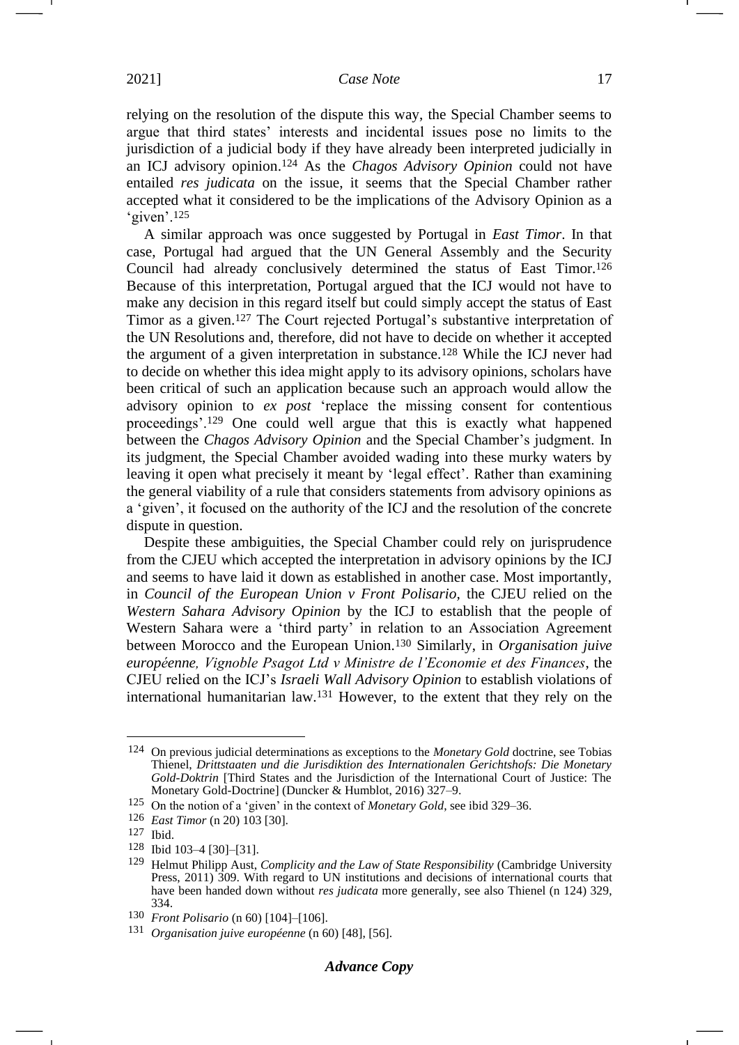relying on the resolution of the dispute this way, the Special Chamber seems to argue that third states' interests and incidental issues pose no limits to the jurisdiction of a judicial body if they have already been interpreted judicially in an ICJ advisory opinion.[124] As the *Chagos Advisory Opinion* could not have entailed *res judicata* on the issue, it seems that the Special Chamber rather accepted what it considered to be the implications of the Advisory Opinion as a 'given'.[125]

A similar approach was once suggested by Portugal in *East Timor*. In that case, Portugal had argued that the UN General Assembly and the Security Council had already conclusively determined the status of East Timor.[126] Because of this interpretation, Portugal argued that the ICJ would not have to make any decision in this regard itself but could simply accept the status of East Timor as a given.[127] The Court rejected Portugal's substantive interpretation of the UN Resolutions and, therefore, did not have to decide on whether it accepted the argument of a given interpretation in substance.[128] While the ICJ never had to decide on whether this idea might apply to its advisory opinions, scholars have been critical of such an application because such an approach would allow the advisory opinion to *ex post* 'replace the missing consent for contentious proceedings'.[129] One could well argue that this is exactly what happened between the *Chagos Advisory Opinion* and the Special Chamber's judgment. In its judgment, the Special Chamber avoided wading into these murky waters by leaving it open what precisely it meant by 'legal effect'. Rather than examining the general viability of a rule that considers statements from advisory opinions as a 'given', it focused on the authority of the ICJ and the resolution of the concrete dispute in question.

Despite these ambiguities, the Special Chamber could rely on jurisprudence from the CJEU which accepted the interpretation in advisory opinions by the ICJ and seems to have laid it down as established in another case. Most importantly, in *Council of the European Union v Front Polisario*, the CJEU relied on the *Western Sahara Advisory Opinion* by the ICJ to establish that the people of Western Sahara were a 'third party' in relation to an Association Agreement between Morocco and the European Union.[130] Similarly, in *Organisation juive européenne, Vignoble Psagot Ltd v Ministre de l'Economie et des Finances*, the CJEU relied on the ICJ's *Israeli Wall Advisory Opinion* to establish violations of international humanitarian law.[131] However, to the extent that they rely on the

---

[124] On previous judicial determinations as exceptions to the *Monetary Gold* doctrine, see Tobias Thienel, *Drittstaaten und die Jurisdiktion des Internationalen Gerichtshofs: Die Monetary Gold-Doktrin* [Third States and the Jurisdiction of the International Court of Justice: The Monetary Gold-Doctrine] (Duncker & Humblot, 2016) 327–9.

[125] On the notion of a 'given' in the context of *Monetary Gold*, see ibid 329–36.

[126] *East Timor* (n 20) 103 [30].

[127] Ibid.

[128] Ibid 103–4 [30]–[31].

[129] Helmut Philipp Aust, *Complicity and the Law of State Responsibility* (Cambridge University Press, 2011) 309. With regard to UN institutions and decisions of international courts that have been handed down without *res judicata* more generally, see also Thienel (n 124) 329, 334.

[130] *Front Polisario* (n 60) [104]–[106].

[131] *Organisation juive européenne* (n 60) [48], [56].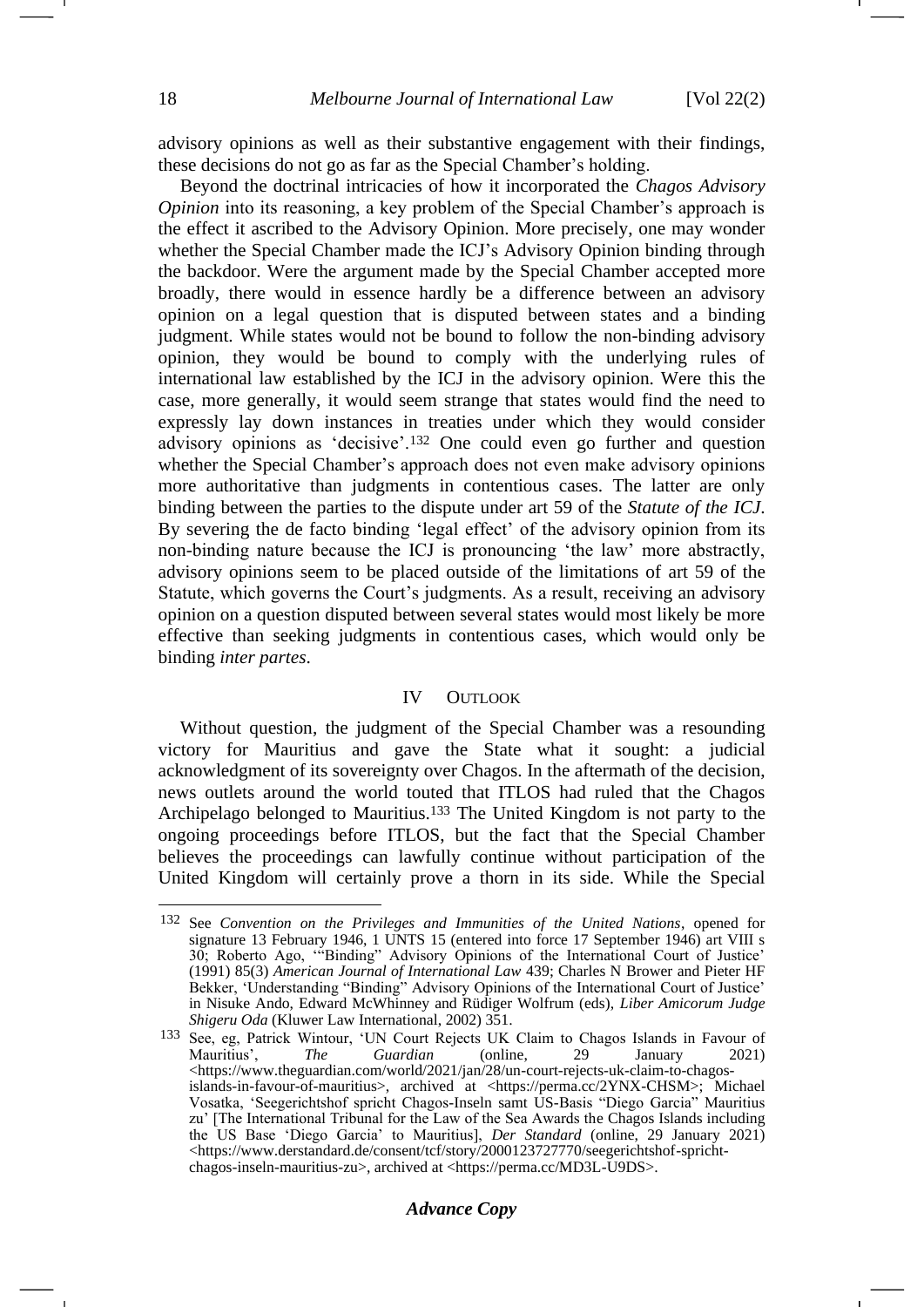advisory opinions as well as their substantive engagement with their findings, these decisions do not go as far as the Special Chamber's holding.

Beyond the doctrinal intricacies of how it incorporated the *Chagos Advisory Opinion* into its reasoning, a key problem of the Special Chamber's approach is the effect it ascribed to the Advisory Opinion. More precisely, one may wonder whether the Special Chamber made the ICJ's Advisory Opinion binding through the backdoor. Were the argument made by the Special Chamber accepted more broadly, there would in essence hardly be a difference between an advisory opinion on a legal question that is disputed between states and a binding judgment. While states would not be bound to follow the non-binding advisory opinion, they would be bound to comply with the underlying rules of international law established by the ICJ in the advisory opinion. Were this the case, more generally, it would seem strange that states would find the need to expressly lay down instances in treaties under which they would consider advisory opinions as 'decisive'.[132] One could even go further and question whether the Special Chamber's approach does not even make advisory opinions more authoritative than judgments in contentious cases. The latter are only binding between the parties to the dispute under art 59 of the *Statute of the ICJ*. By severing the de facto binding 'legal effect' of the advisory opinion from its non-binding nature because the ICJ is pronouncing 'the law' more abstractly, advisory opinions seem to be placed outside of the limitations of art 59 of the Statute, which governs the Court's judgments. As a result, receiving an advisory opinion on a question disputed between several states would most likely be more effective than seeking judgments in contentious cases, which would only be binding *inter partes*.

## IV Outlook

Without question, the judgment of the Special Chamber was a resounding victory for Mauritius and gave the State what it sought: a judicial acknowledgment of its sovereignty over Chagos. In the aftermath of the decision, news outlets around the world touted that ITLOS had ruled that the Chagos Archipelago belonged to Mauritius.[133] The United Kingdom is not party to the ongoing proceedings before ITLOS, but the fact that the Special Chamber believes the proceedings can lawfully continue without participation of the United Kingdom will certainly prove a thorn in its side. While the Special

---

132 See *Convention on the Privileges and Immunities of the United Nations*, opened for signature 13 February 1946, 1 UNTS 15 (entered into force 17 September 1946) art VIII s 30; Roberto Ago, '"Binding" Advisory Opinions of the International Court of Justice' (1991) 85(3) *American Journal of International Law* 439; Charles N Brower and Pieter HF Bekker, 'Understanding "Binding" Advisory Opinions of the International Court of Justice' in Nisuke Ando, Edward McWhinney and Rüdiger Wolfrum (eds), *Liber Amicorum Judge Shigeru Oda* (Kluwer Law International, 2002) 351.

133 See, eg, Patrick Wintour, 'UN Court Rejects UK Claim to Chagos Islands in Favour of Mauritius', *The Guardian* (online, 29 January 2021) <https://www.theguardian.com/world/2021/jan/28/un-court-rejects-uk-claim-to-chagos-islands-in-favour-of-mauritius>, archived at <https://perma.cc/2YNX-CHSM>; Michael Vosatka, 'Seegerichtshof spricht Chagos-Inseln samt US-Basis "Diego Garcia" Mauritius zu' [The International Tribunal for the Law of the Sea Awards the Chagos Islands including the US Base 'Diego Garcia' to Mauritius], *Der Standard* (online, 29 January 2021) <https://www.derstandard.de/consent/tcf/story/2000123727770/seegerichtshof-spricht-chagos-inseln-mauritius-zu>, archived at <https://perma.cc/MD3L-U9DS>.

***Advance Copy***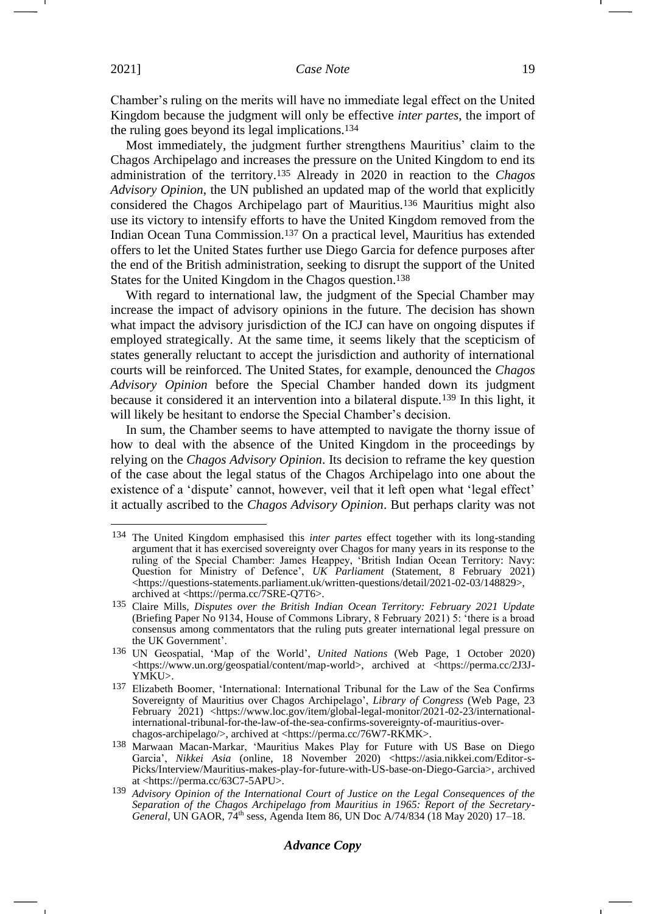Chamber's ruling on the merits will have no immediate legal effect on the United Kingdom because the judgment will only be effective *inter partes*, the import of the ruling goes beyond its legal implications.[134]

Most immediately, the judgment further strengthens Mauritius' claim to the Chagos Archipelago and increases the pressure on the United Kingdom to end its administration of the territory.[135] Already in 2020 in reaction to the *Chagos Advisory Opinion*, the UN published an updated map of the world that explicitly considered the Chagos Archipelago part of Mauritius.[136] Mauritius might also use its victory to intensify efforts to have the United Kingdom removed from the Indian Ocean Tuna Commission.[137] On a practical level, Mauritius has extended offers to let the United States further use Diego Garcia for defence purposes after the end of the British administration, seeking to disrupt the support of the United States for the United Kingdom in the Chagos question.[138]

With regard to international law, the judgment of the Special Chamber may increase the impact of advisory opinions in the future. The decision has shown what impact the advisory jurisdiction of the ICJ can have on ongoing disputes if employed strategically. At the same time, it seems likely that the scepticism of states generally reluctant to accept the jurisdiction and authority of international courts will be reinforced. The United States, for example, denounced the *Chagos Advisory Opinion* before the Special Chamber handed down its judgment because it considered it an intervention into a bilateral dispute.[139] In this light, it will likely be hesitant to endorse the Special Chamber's decision.

In sum, the Chamber seems to have attempted to navigate the thorny issue of how to deal with the absence of the United Kingdom in the proceedings by relying on the *Chagos Advisory Opinion*. Its decision to reframe the key question of the case about the legal status of the Chagos Archipelago into one about the existence of a 'dispute' cannot, however, veil that it left open what 'legal effect' it actually ascribed to the *Chagos Advisory Opinion*. But perhaps clarity was not

---

[134] The United Kingdom emphasised this *inter partes* effect together with its long-standing argument that it has exercised sovereignty over Chagos for many years in its response to the ruling of the Special Chamber: James Heappey, 'British Indian Ocean Territory: Navy: Question for Ministry of Defence', *UK Parliament* (Statement, 8 February 2021) <https://questions-statements.parliament.uk/written-questions/detail/2021-02-03/148829>, archived at <https://perma.cc/7SRE-Q7T6>.

[135] Claire Mills, *Disputes over the British Indian Ocean Territory: February 2021 Update* (Briefing Paper No 9134, House of Commons Library, 8 February 2021) 5: 'there is a broad consensus among commentators that the ruling puts greater international legal pressure on the UK Government'.

[136] UN Geospatial, 'Map of the World', *United Nations* (Web Page, 1 October 2020) <https://www.un.org/geospatial/content/map-world>, archived at <https://perma.cc/2J3J-YMKU>.

[137] Elizabeth Boomer, 'International: International Tribunal for the Law of the Sea Confirms Sovereignty of Mauritius over Chagos Archipelago', *Library of Congress* (Web Page, 23 February 2021) <https://www.loc.gov/item/global-legal-monitor/2021-02-23/international-international-tribunal-for-the-law-of-the-sea-confirms-sovereignty-of-mauritius-over-chagos-archipelago/>, archived at <https://perma.cc/76W7-RKMK>.

[138] Marwaan Macan-Markar, 'Mauritius Makes Play for Future with US Base on Diego Garcia', *Nikkei Asia* (online, 18 November 2020) <https://asia.nikkei.com/Editor-s-Picks/Interview/Mauritius-makes-play-for-future-with-US-base-on-Diego-Garcia>, archived at <https://perma.cc/63C7-5APU>.

[139] *Advisory Opinion of the International Court of Justice on the Legal Consequences of the Separation of the Chagos Archipelago from Mauritius in 1965: Report of the Secretary-General*, UN GAOR, 74th sess, Agenda Item 86, UN Doc A/74/834 (18 May 2020) 17–18.

***Advance Copy***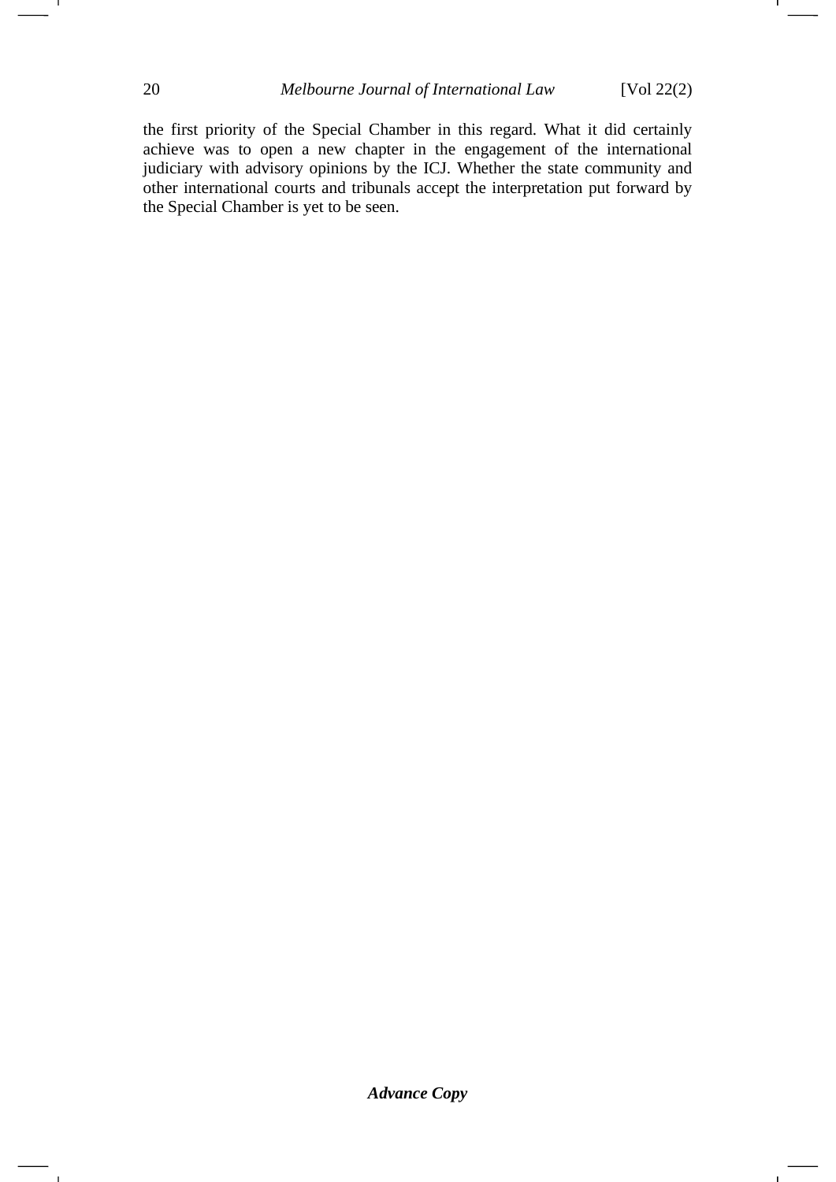the first priority of the Special Chamber in this regard. What it did certainly achieve was to open a new chapter in the engagement of the international judiciary with advisory opinions by the ICJ. Whether the state community and other international courts and tribunals accept the interpretation put forward by the Special Chamber is yet to be seen.